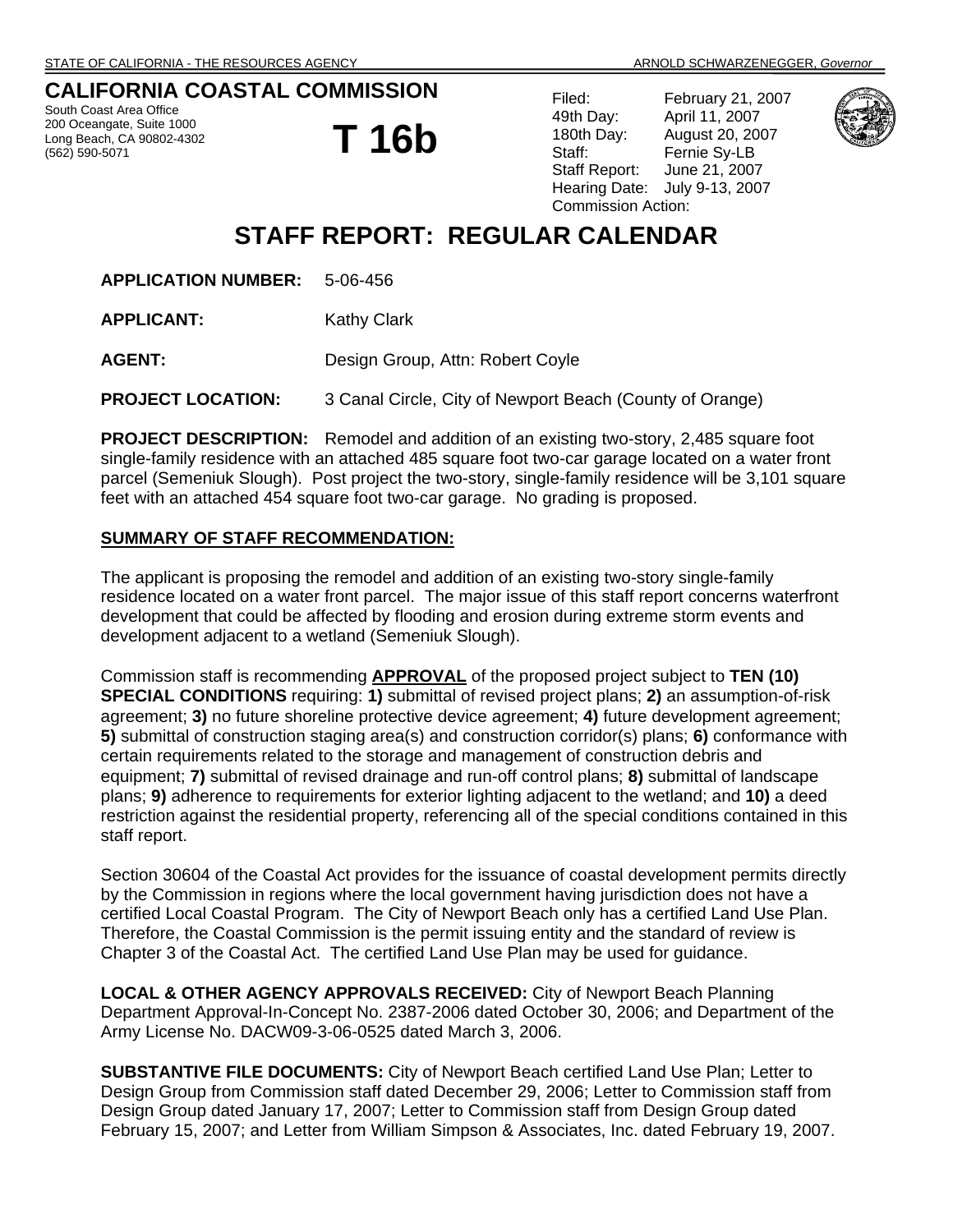STATE OF CALIFORNIA - THE RESOURCES AGENCY ARNOLD SCHWARZENEGGER, *Governor*

# CALIFORNIA COASTAL COMMISSION

South Coast Area Office
200 Oceangate, Suite 1000
Long Beach, CA 90802-4302
(562) 590-5071

# T 16b

Filed: February 21, 2007
49th Day: April 11, 2007
180th Day: August 20, 2007
Staff: Fernie Sy-LB
Staff Report: June 21, 2007
Hearing Date: July 9-13, 2007
Commission Action:

# STAFF REPORT: REGULAR CALENDAR

**APPLICATION NUMBER:** 5-06-456

**APPLICANT:** Kathy Clark

**AGENT:** Design Group, Attn: Robert Coyle

**PROJECT LOCATION:** 3 Canal Circle, City of Newport Beach (County of Orange)

**PROJECT DESCRIPTION:** Remodel and addition of an existing two-story, 2,485 square foot single-family residence with an attached 485 square foot two-car garage located on a water front parcel (Semeniuk Slough). Post project the two-story, single-family residence will be 3,101 square feet with an attached 454 square foot two-car garage. No grading is proposed.

## SUMMARY OF STAFF RECOMMENDATION:

The applicant is proposing the remodel and addition of an existing two-story single-family residence located on a water front parcel. The major issue of this staff report concerns waterfront development that could be affected by flooding and erosion during extreme storm events and development adjacent to a wetland (Semeniuk Slough).

Commission staff is recommending **APPROVAL** of the proposed project subject to **TEN (10) SPECIAL CONDITIONS** requiring: **1)** submittal of revised project plans; **2)** an assumption-of-risk agreement; **3)** no future shoreline protective device agreement; **4)** future development agreement; **5)** submittal of construction staging area(s) and construction corridor(s) plans; **6)** conformance with certain requirements related to the storage and management of construction debris and equipment; **7)** submittal of revised drainage and run-off control plans; **8)** submittal of landscape plans; **9)** adherence to requirements for exterior lighting adjacent to the wetland; and **10)** a deed restriction against the residential property, referencing all of the special conditions contained in this staff report.

Section 30604 of the Coastal Act provides for the issuance of coastal development permits directly by the Commission in regions where the local government having jurisdiction does not have a certified Local Coastal Program. The City of Newport Beach only has a certified Land Use Plan. Therefore, the Coastal Commission is the permit issuing entity and the standard of review is Chapter 3 of the Coastal Act. The certified Land Use Plan may be used for guidance.

**LOCAL & OTHER AGENCY APPROVALS RECEIVED:** City of Newport Beach Planning Department Approval-In-Concept No. 2387-2006 dated October 30, 2006; and Department of the Army License No. DACW09-3-06-0525 dated March 3, 2006.

**SUBSTANTIVE FILE DOCUMENTS:** City of Newport Beach certified Land Use Plan; Letter to Design Group from Commission staff dated December 29, 2006; Letter to Commission staff from Design Group dated January 17, 2007; Letter to Commission staff from Design Group dated February 15, 2007; and Letter from William Simpson & Associates, Inc. dated February 19, 2007.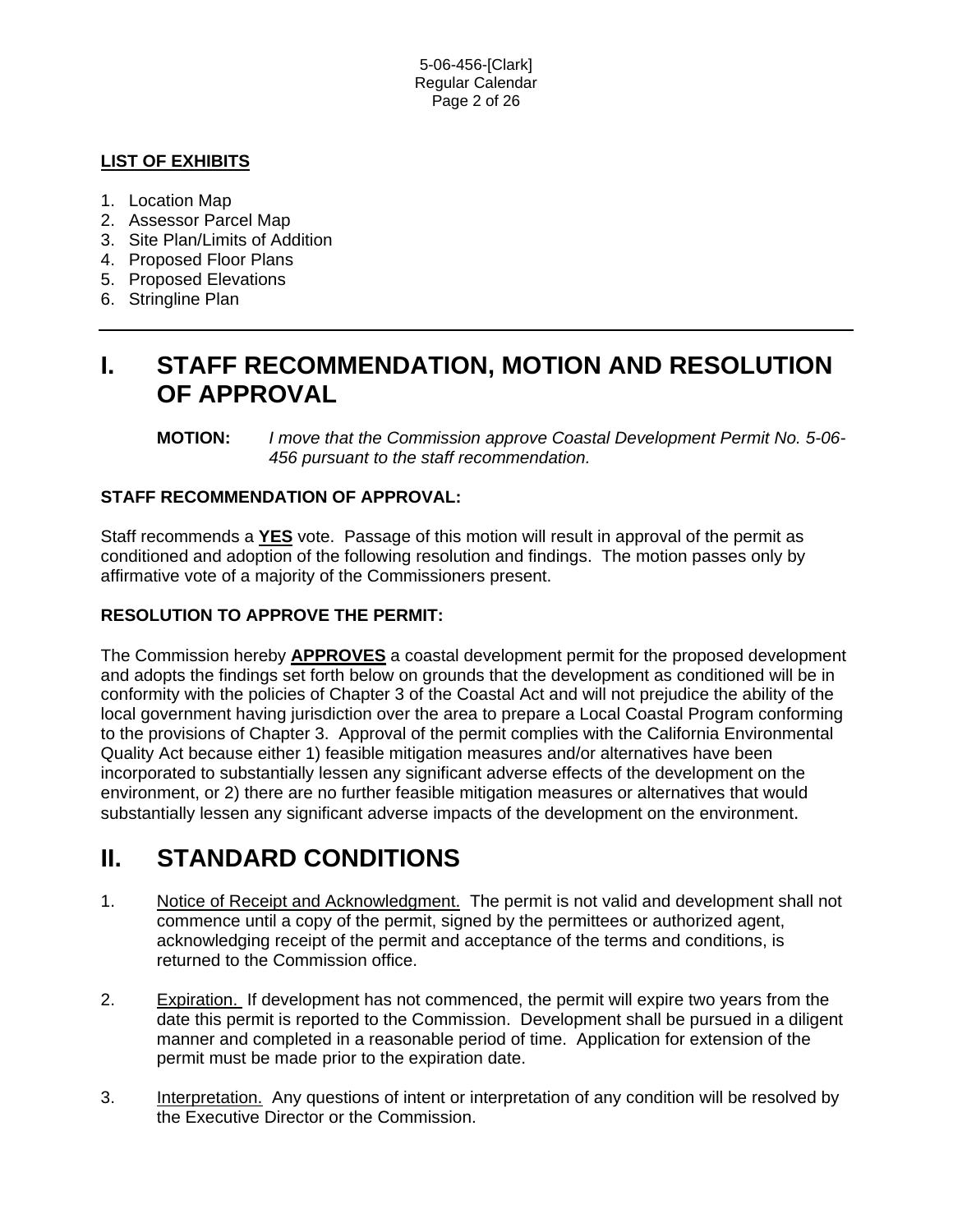**LIST OF EXHIBITS**

1. Location Map
2. Assessor Parcel Map
3. Site Plan/Limits of Addition
4. Proposed Floor Plans
5. Proposed Elevations
6. Stringline Plan

---

# I. STAFF RECOMMENDATION, MOTION AND RESOLUTION OF APPROVAL

**MOTION:** *I move that the Commission approve Coastal Development Permit No. 5-06-456 pursuant to the staff recommendation.*

**STAFF RECOMMENDATION OF APPROVAL:**

Staff recommends a **YES** vote. Passage of this motion will result in approval of the permit as conditioned and adoption of the following resolution and findings. The motion passes only by affirmative vote of a majority of the Commissioners present.

**RESOLUTION TO APPROVE THE PERMIT:**

The Commission hereby **APPROVES** a coastal development permit for the proposed development and adopts the findings set forth below on grounds that the development as conditioned will be in conformity with the policies of Chapter 3 of the Coastal Act and will not prejudice the ability of the local government having jurisdiction over the area to prepare a Local Coastal Program conforming to the provisions of Chapter 3. Approval of the permit complies with the California Environmental Quality Act because either 1) feasible mitigation measures and/or alternatives have been incorporated to substantially lessen any significant adverse effects of the development on the environment, or 2) there are no further feasible mitigation measures or alternatives that would substantially lessen any significant adverse impacts of the development on the environment.

# II. STANDARD CONDITIONS

1. Notice of Receipt and Acknowledgment. The permit is not valid and development shall not commence until a copy of the permit, signed by the permittees or authorized agent, acknowledging receipt of the permit and acceptance of the terms and conditions, is returned to the Commission office.

2. Expiration. If development has not commenced, the permit will expire two years from the date this permit is reported to the Commission. Development shall be pursued in a diligent manner and completed in a reasonable period of time. Application for extension of the permit must be made prior to the expiration date.

3. Interpretation. Any questions of intent or interpretation of any condition will be resolved by the Executive Director or the Commission.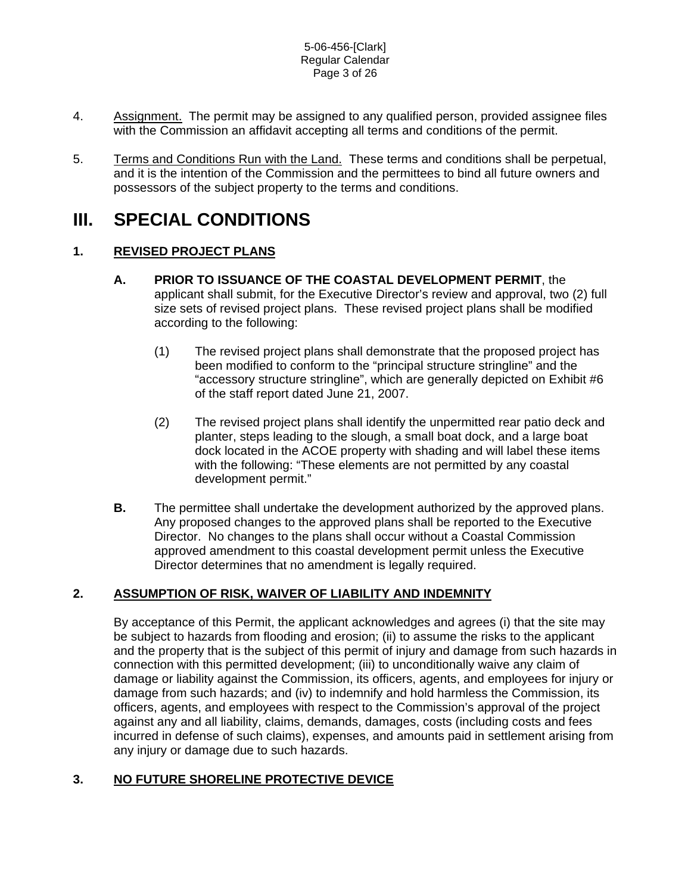4. Assignment. The permit may be assigned to any qualified person, provided assignee files with the Commission an affidavit accepting all terms and conditions of the permit.

5. Terms and Conditions Run with the Land. These terms and conditions shall be perpetual, and it is the intention of the Commission and the permittees to bind all future owners and possessors of the subject property to the terms and conditions.

# III. SPECIAL CONDITIONS

## 1. REVISED PROJECT PLANS

**A. PRIOR TO ISSUANCE OF THE COASTAL DEVELOPMENT PERMIT**, the applicant shall submit, for the Executive Director's review and approval, two (2) full size sets of revised project plans. These revised project plans shall be modified according to the following:

(1) The revised project plans shall demonstrate that the proposed project has been modified to conform to the "principal structure stringline" and the "accessory structure stringline", which are generally depicted on Exhibit #6 of the staff report dated June 21, 2007.

(2) The revised project plans shall identify the unpermitted rear patio deck and planter, steps leading to the slough, a small boat dock, and a large boat dock located in the ACOE property with shading and will label these items with the following: "These elements are not permitted by any coastal development permit."

**B.** The permittee shall undertake the development authorized by the approved plans. Any proposed changes to the approved plans shall be reported to the Executive Director. No changes to the plans shall occur without a Coastal Commission approved amendment to this coastal development permit unless the Executive Director determines that no amendment is legally required.

## 2. ASSUMPTION OF RISK, WAIVER OF LIABILITY AND INDEMNITY

By acceptance of this Permit, the applicant acknowledges and agrees (i) that the site may be subject to hazards from flooding and erosion; (ii) to assume the risks to the applicant and the property that is the subject of this permit of injury and damage from such hazards in connection with this permitted development; (iii) to unconditionally waive any claim of damage or liability against the Commission, its officers, agents, and employees for injury or damage from such hazards; and (iv) to indemnify and hold harmless the Commission, its officers, agents, and employees with respect to the Commission's approval of the project against any and all liability, claims, demands, damages, costs (including costs and fees incurred in defense of such claims), expenses, and amounts paid in settlement arising from any injury or damage due to such hazards.

## 3. NO FUTURE SHORELINE PROTECTIVE DEVICE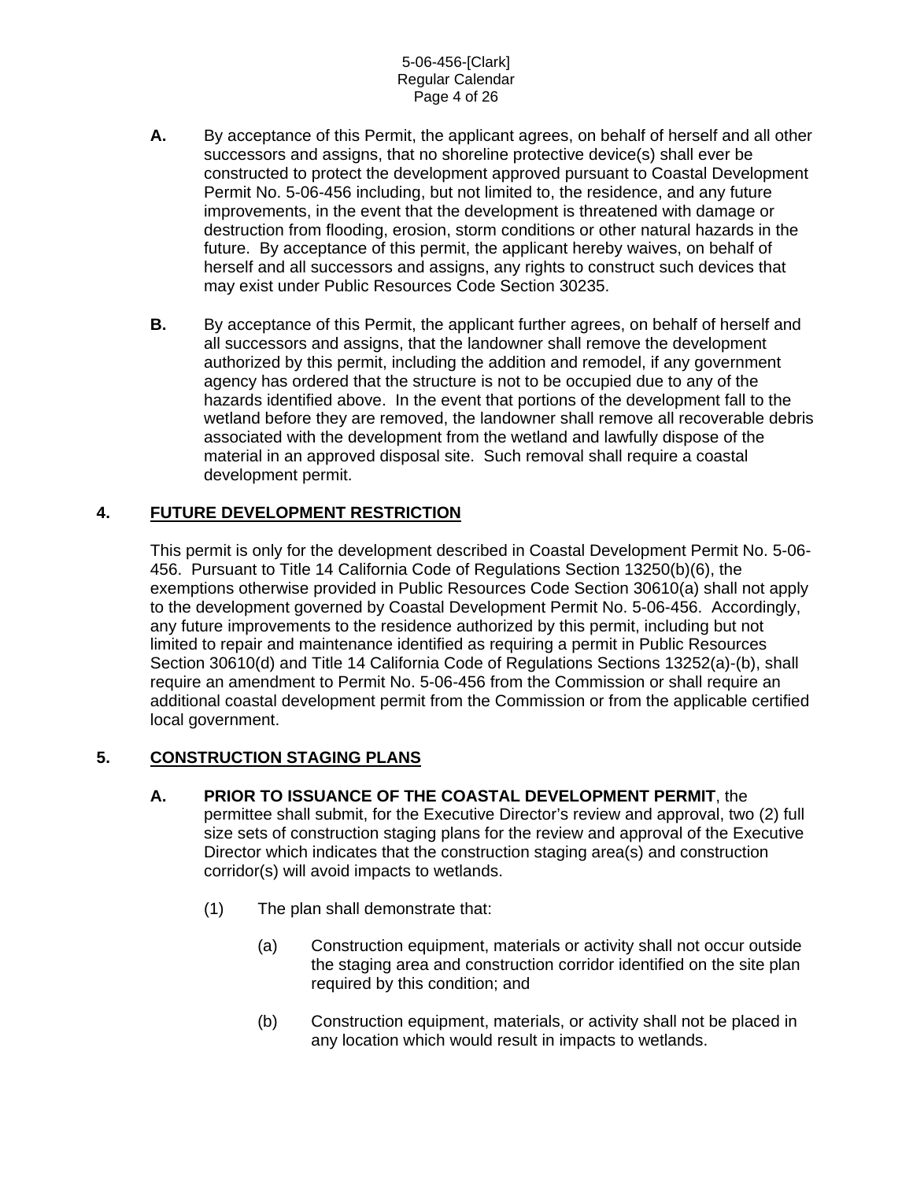**A.** By acceptance of this Permit, the applicant agrees, on behalf of herself and all other successors and assigns, that no shoreline protective device(s) shall ever be constructed to protect the development approved pursuant to Coastal Development Permit No. 5-06-456 including, but not limited to, the residence, and any future improvements, in the event that the development is threatened with damage or destruction from flooding, erosion, storm conditions or other natural hazards in the future. By acceptance of this permit, the applicant hereby waives, on behalf of herself and all successors and assigns, any rights to construct such devices that may exist under Public Resources Code Section 30235.

**B.** By acceptance of this Permit, the applicant further agrees, on behalf of herself and all successors and assigns, that the landowner shall remove the development authorized by this permit, including the addition and remodel, if any government agency has ordered that the structure is not to be occupied due to any of the hazards identified above. In the event that portions of the development fall to the wetland before they are removed, the landowner shall remove all recoverable debris associated with the development from the wetland and lawfully dispose of the material in an approved disposal site. Such removal shall require a coastal development permit.

## 4. FUTURE DEVELOPMENT RESTRICTION

This permit is only for the development described in Coastal Development Permit No. 5-06-456. Pursuant to Title 14 California Code of Regulations Section 13250(b)(6), the exemptions otherwise provided in Public Resources Code Section 30610(a) shall not apply to the development governed by Coastal Development Permit No. 5-06-456. Accordingly, any future improvements to the residence authorized by this permit, including but not limited to repair and maintenance identified as requiring a permit in Public Resources Section 30610(d) and Title 14 California Code of Regulations Sections 13252(a)-(b), shall require an amendment to Permit No. 5-06-456 from the Commission or shall require an additional coastal development permit from the Commission or from the applicable certified local government.

## 5. CONSTRUCTION STAGING PLANS

**A. PRIOR TO ISSUANCE OF THE COASTAL DEVELOPMENT PERMIT**, the permittee shall submit, for the Executive Director's review and approval, two (2) full size sets of construction staging plans for the review and approval of the Executive Director which indicates that the construction staging area(s) and construction corridor(s) will avoid impacts to wetlands.

(1) The plan shall demonstrate that:

(a) Construction equipment, materials or activity shall not occur outside the staging area and construction corridor identified on the site plan required by this condition; and

(b) Construction equipment, materials, or activity shall not be placed in any location which would result in impacts to wetlands.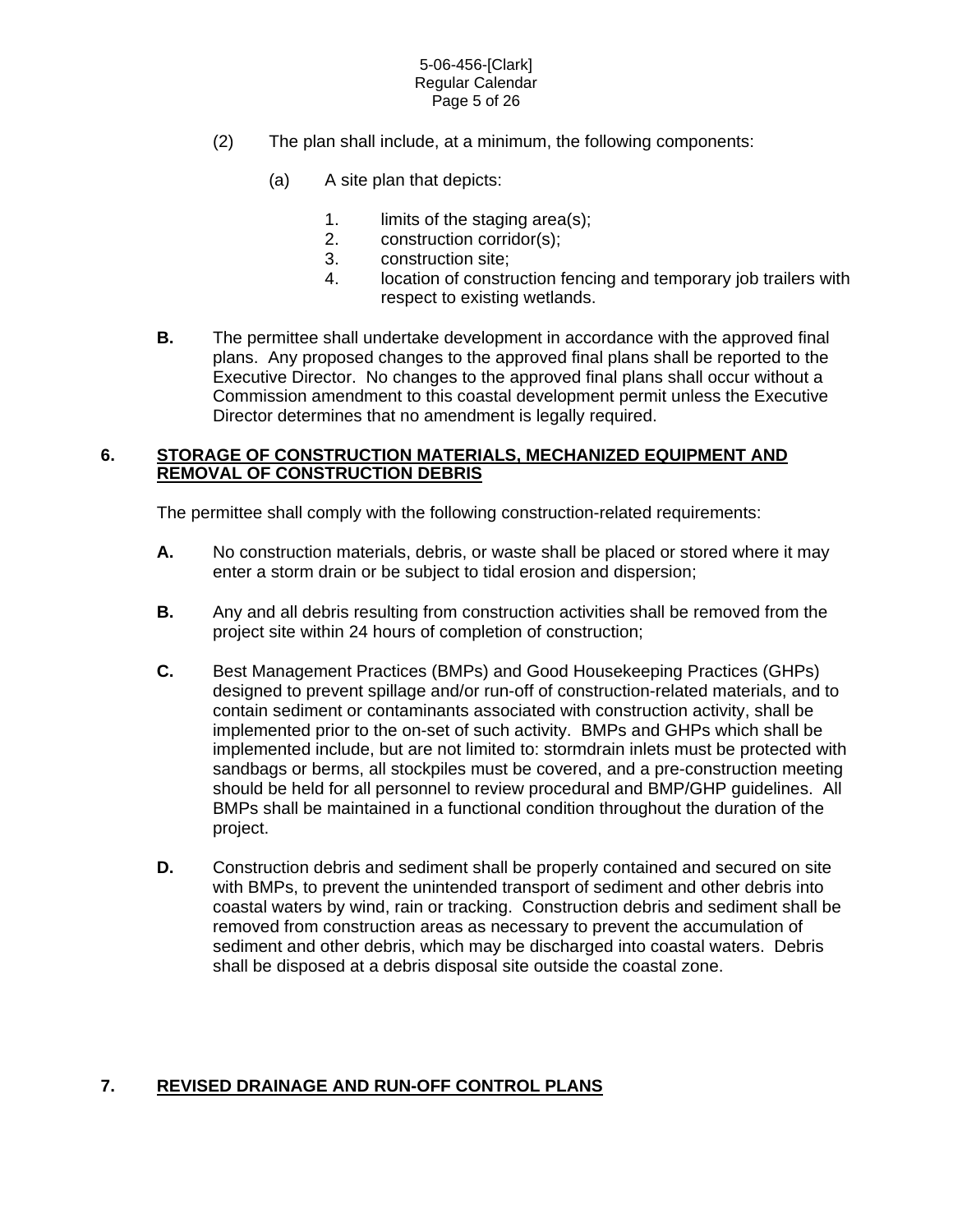(2) The plan shall include, at a minimum, the following components:

(a) A site plan that depicts:

1. limits of the staging area(s);
2. construction corridor(s);
3. construction site;
4. location of construction fencing and temporary job trailers with respect to existing wetlands.

**B.** The permittee shall undertake development in accordance with the approved final plans. Any proposed changes to the approved final plans shall be reported to the Executive Director. No changes to the approved final plans shall occur without a Commission amendment to this coastal development permit unless the Executive Director determines that no amendment is legally required.

## 6. STORAGE OF CONSTRUCTION MATERIALS, MECHANIZED EQUIPMENT AND REMOVAL OF CONSTRUCTION DEBRIS

The permittee shall comply with the following construction-related requirements:

**A.** No construction materials, debris, or waste shall be placed or stored where it may enter a storm drain or be subject to tidal erosion and dispersion;

**B.** Any and all debris resulting from construction activities shall be removed from the project site within 24 hours of completion of construction;

**C.** Best Management Practices (BMPs) and Good Housekeeping Practices (GHPs) designed to prevent spillage and/or run-off of construction-related materials, and to contain sediment or contaminants associated with construction activity, shall be implemented prior to the on-set of such activity. BMPs and GHPs which shall be implemented include, but are not limited to: stormdrain inlets must be protected with sandbags or berms, all stockpiles must be covered, and a pre-construction meeting should be held for all personnel to review procedural and BMP/GHP guidelines. All BMPs shall be maintained in a functional condition throughout the duration of the project.

**D.** Construction debris and sediment shall be properly contained and secured on site with BMPs, to prevent the unintended transport of sediment and other debris into coastal waters by wind, rain or tracking. Construction debris and sediment shall be removed from construction areas as necessary to prevent the accumulation of sediment and other debris, which may be discharged into coastal waters. Debris shall be disposed at a debris disposal site outside the coastal zone.

## 7. REVISED DRAINAGE AND RUN-OFF CONTROL PLANS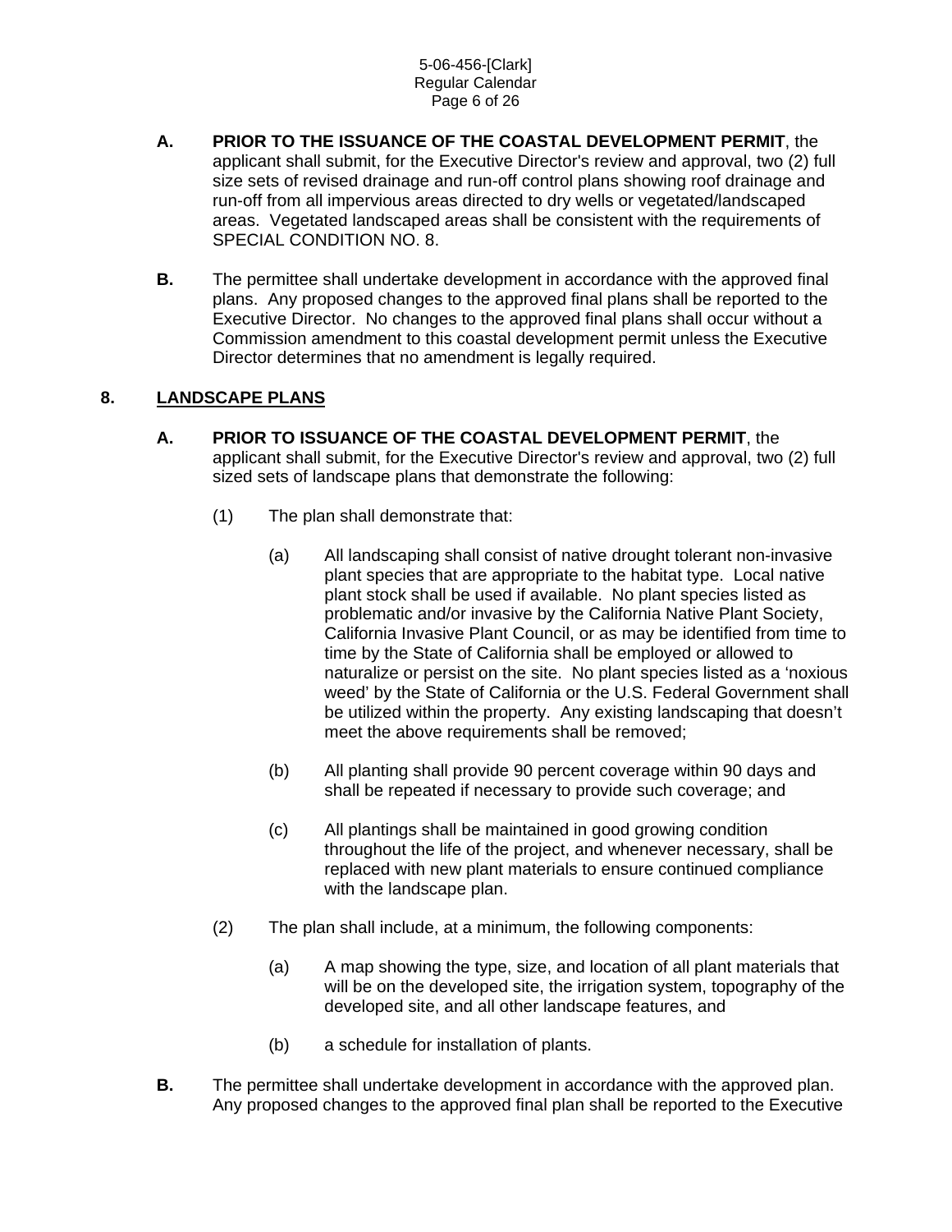**A. PRIOR TO THE ISSUANCE OF THE COASTAL DEVELOPMENT PERMIT**, the applicant shall submit, for the Executive Director's review and approval, two (2) full size sets of revised drainage and run-off control plans showing roof drainage and run-off from all impervious areas directed to dry wells or vegetated/landscaped areas. Vegetated landscaped areas shall be consistent with the requirements of SPECIAL CONDITION NO. 8.

**B.** The permittee shall undertake development in accordance with the approved final plans. Any proposed changes to the approved final plans shall be reported to the Executive Director. No changes to the approved final plans shall occur without a Commission amendment to this coastal development permit unless the Executive Director determines that no amendment is legally required.

## 8. LANDSCAPE PLANS

**A. PRIOR TO ISSUANCE OF THE COASTAL DEVELOPMENT PERMIT**, the applicant shall submit, for the Executive Director's review and approval, two (2) full sized sets of landscape plans that demonstrate the following:

(1) The plan shall demonstrate that:

(a) All landscaping shall consist of native drought tolerant non-invasive plant species that are appropriate to the habitat type. Local native plant stock shall be used if available. No plant species listed as problematic and/or invasive by the California Native Plant Society, California Invasive Plant Council, or as may be identified from time to time by the State of California shall be employed or allowed to naturalize or persist on the site. No plant species listed as a 'noxious weed' by the State of California or the U.S. Federal Government shall be utilized within the property. Any existing landscaping that doesn't meet the above requirements shall be removed;

(b) All planting shall provide 90 percent coverage within 90 days and shall be repeated if necessary to provide such coverage; and

(c) All plantings shall be maintained in good growing condition throughout the life of the project, and whenever necessary, shall be replaced with new plant materials to ensure continued compliance with the landscape plan.

(2) The plan shall include, at a minimum, the following components:

(a) A map showing the type, size, and location of all plant materials that will be on the developed site, the irrigation system, topography of the developed site, and all other landscape features, and

(b) a schedule for installation of plants.

**B.** The permittee shall undertake development in accordance with the approved plan. Any proposed changes to the approved final plan shall be reported to the Executive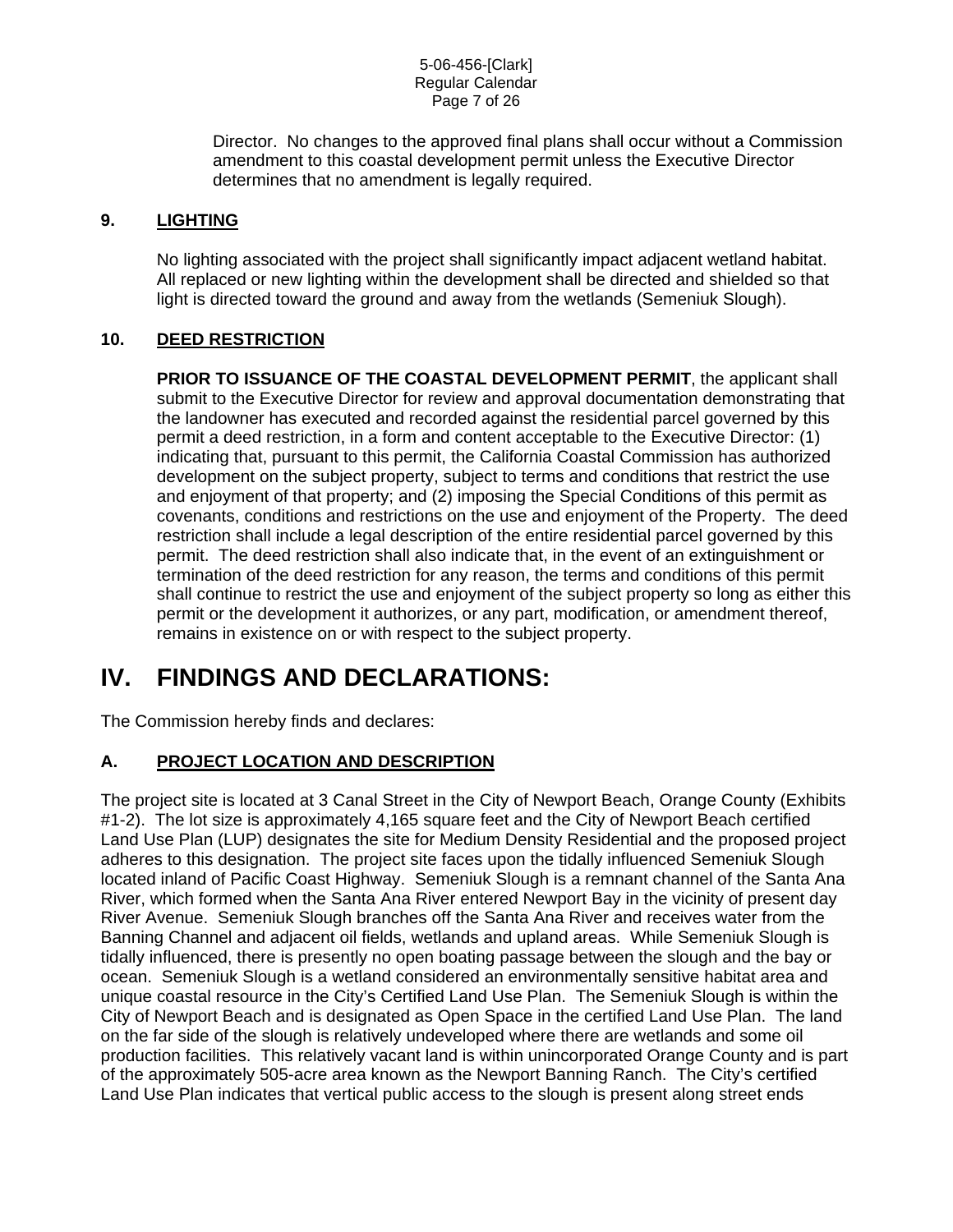Director. No changes to the approved final plans shall occur without a Commission amendment to this coastal development permit unless the Executive Director determines that no amendment is legally required.

### 9. LIGHTING

No lighting associated with the project shall significantly impact adjacent wetland habitat. All replaced or new lighting within the development shall be directed and shielded so that light is directed toward the ground and away from the wetlands (Semeniuk Slough).

### 10. DEED RESTRICTION

**PRIOR TO ISSUANCE OF THE COASTAL DEVELOPMENT PERMIT**, the applicant shall submit to the Executive Director for review and approval documentation demonstrating that the landowner has executed and recorded against the residential parcel governed by this permit a deed restriction, in a form and content acceptable to the Executive Director: (1) indicating that, pursuant to this permit, the California Coastal Commission has authorized development on the subject property, subject to terms and conditions that restrict the use and enjoyment of that property; and (2) imposing the Special Conditions of this permit as covenants, conditions and restrictions on the use and enjoyment of the Property. The deed restriction shall include a legal description of the entire residential parcel governed by this permit. The deed restriction shall also indicate that, in the event of an extinguishment or termination of the deed restriction for any reason, the terms and conditions of this permit shall continue to restrict the use and enjoyment of the subject property so long as either this permit or the development it authorizes, or any part, modification, or amendment thereof, remains in existence on or with respect to the subject property.

# IV. FINDINGS AND DECLARATIONS:

The Commission hereby finds and declares:

### A. PROJECT LOCATION AND DESCRIPTION

The project site is located at 3 Canal Street in the City of Newport Beach, Orange County (Exhibits #1-2). The lot size is approximately 4,165 square feet and the City of Newport Beach certified Land Use Plan (LUP) designates the site for Medium Density Residential and the proposed project adheres to this designation. The project site faces upon the tidally influenced Semeniuk Slough located inland of Pacific Coast Highway. Semeniuk Slough is a remnant channel of the Santa Ana River, which formed when the Santa Ana River entered Newport Bay in the vicinity of present day River Avenue. Semeniuk Slough branches off the Santa Ana River and receives water from the Banning Channel and adjacent oil fields, wetlands and upland areas. While Semeniuk Slough is tidally influenced, there is presently no open boating passage between the slough and the bay or ocean. Semeniuk Slough is a wetland considered an environmentally sensitive habitat area and unique coastal resource in the City's Certified Land Use Plan. The Semeniuk Slough is within the City of Newport Beach and is designated as Open Space in the certified Land Use Plan. The land on the far side of the slough is relatively undeveloped where there are wetlands and some oil production facilities. This relatively vacant land is within unincorporated Orange County and is part of the approximately 505-acre area known as the Newport Banning Ranch. The City's certified Land Use Plan indicates that vertical public access to the slough is present along street ends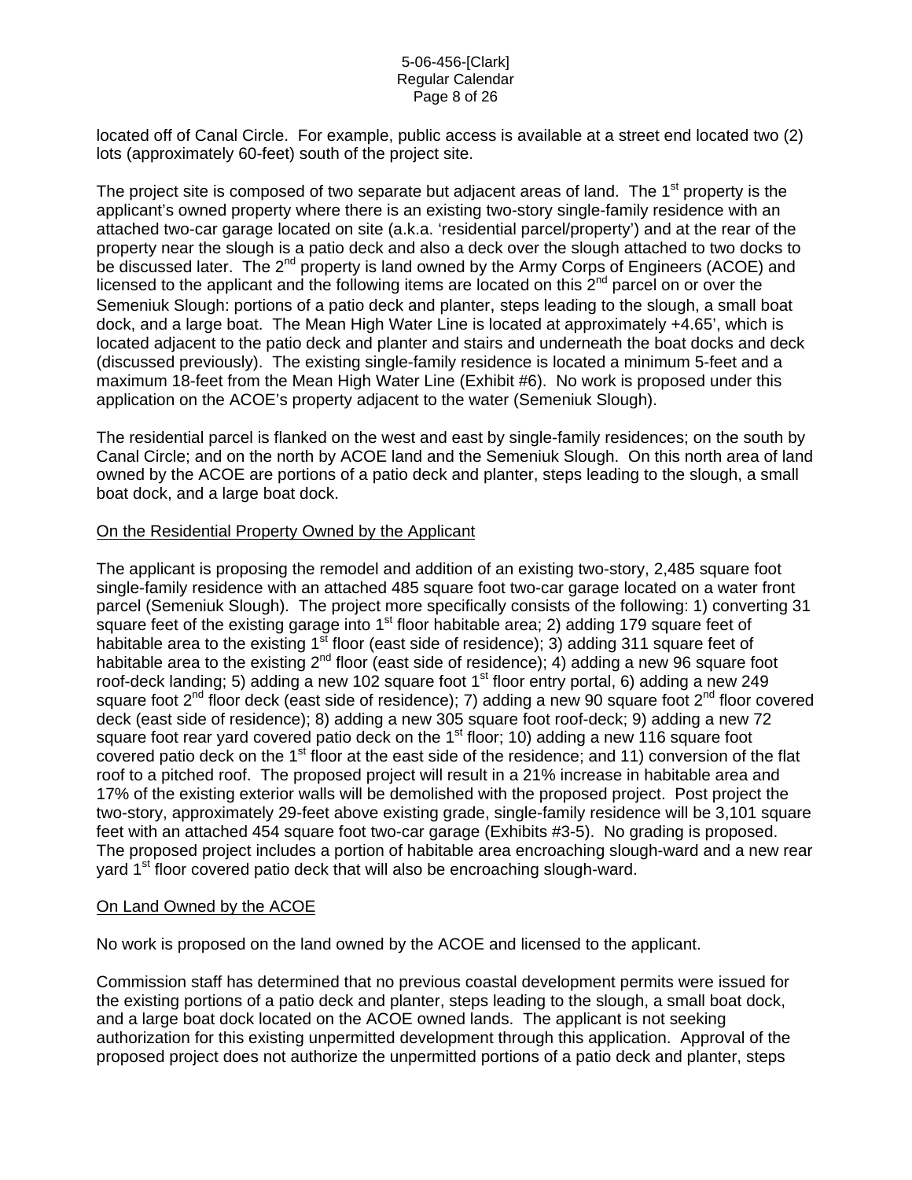located off of Canal Circle. For example, public access is available at a street end located two (2) lots (approximately 60-feet) south of the project site.

The project site is composed of two separate but adjacent areas of land. The 1st property is the applicant's owned property where there is an existing two-story single-family residence with an attached two-car garage located on site (a.k.a. 'residential parcel/property') and at the rear of the property near the slough is a patio deck and also a deck over the slough attached to two docks to be discussed later. The 2nd property is land owned by the Army Corps of Engineers (ACOE) and licensed to the applicant and the following items are located on this 2nd parcel on or over the Semeniuk Slough: portions of a patio deck and planter, steps leading to the slough, a small boat dock, and a large boat. The Mean High Water Line is located at approximately +4.65', which is located adjacent to the patio deck and planter and stairs and underneath the boat docks and deck (discussed previously). The existing single-family residence is located a minimum 5-feet and a maximum 18-feet from the Mean High Water Line (Exhibit #6). No work is proposed under this application on the ACOE's property adjacent to the water (Semeniuk Slough).

The residential parcel is flanked on the west and east by single-family residences; on the south by Canal Circle; and on the north by ACOE land and the Semeniuk Slough. On this north area of land owned by the ACOE are portions of a patio deck and planter, steps leading to the slough, a small boat dock, and a large boat dock.

On the Residential Property Owned by the Applicant

The applicant is proposing the remodel and addition of an existing two-story, 2,485 square foot single-family residence with an attached 485 square foot two-car garage located on a water front parcel (Semeniuk Slough). The project more specifically consists of the following: 1) converting 31 square feet of the existing garage into 1st floor habitable area; 2) adding 179 square feet of habitable area to the existing 1st floor (east side of residence); 3) adding 311 square feet of habitable area to the existing 2nd floor (east side of residence); 4) adding a new 96 square foot roof-deck landing; 5) adding a new 102 square foot 1st floor entry portal, 6) adding a new 249 square foot 2nd floor deck (east side of residence); 7) adding a new 90 square foot 2nd floor covered deck (east side of residence); 8) adding a new 305 square foot roof-deck; 9) adding a new 72 square foot rear yard covered patio deck on the 1st floor; 10) adding a new 116 square foot covered patio deck on the 1st floor at the east side of the residence; and 11) conversion of the flat roof to a pitched roof. The proposed project will result in a 21% increase in habitable area and 17% of the existing exterior walls will be demolished with the proposed project. Post project the two-story, approximately 29-feet above existing grade, single-family residence will be 3,101 square feet with an attached 454 square foot two-car garage (Exhibits #3-5). No grading is proposed. The proposed project includes a portion of habitable area encroaching slough-ward and a new rear yard 1st floor covered patio deck that will also be encroaching slough-ward.

On Land Owned by the ACOE

No work is proposed on the land owned by the ACOE and licensed to the applicant.

Commission staff has determined that no previous coastal development permits were issued for the existing portions of a patio deck and planter, steps leading to the slough, a small boat dock, and a large boat dock located on the ACOE owned lands. The applicant is not seeking authorization for this existing unpermitted development through this application. Approval of the proposed project does not authorize the unpermitted portions of a patio deck and planter, steps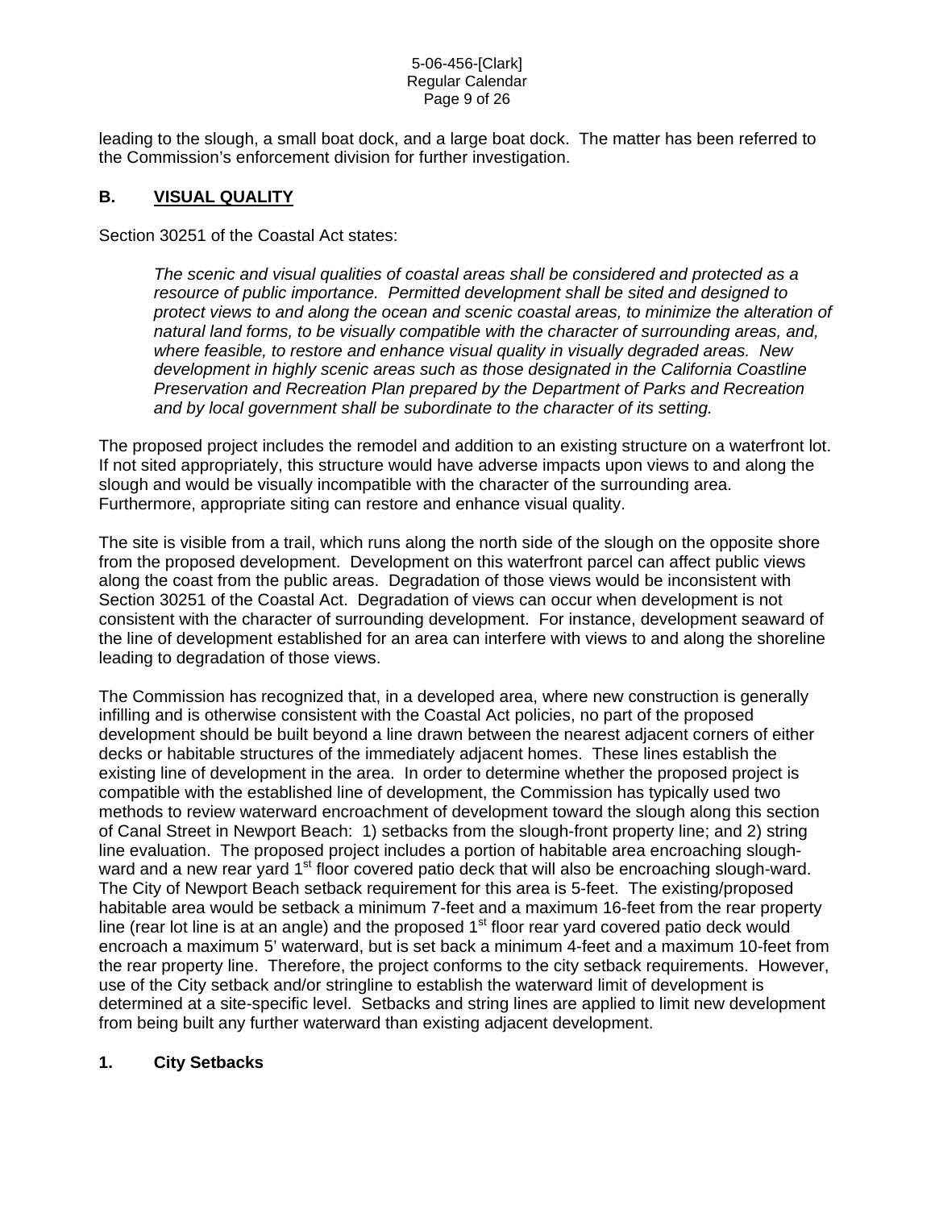leading to the slough, a small boat dock, and a large boat dock. The matter has been referred to the Commission's enforcement division for further investigation.

## B. VISUAL QUALITY

Section 30251 of the Coastal Act states:

> *The scenic and visual qualities of coastal areas shall be considered and protected as a resource of public importance. Permitted development shall be sited and designed to protect views to and along the ocean and scenic coastal areas, to minimize the alteration of natural land forms, to be visually compatible with the character of surrounding areas, and, where feasible, to restore and enhance visual quality in visually degraded areas. New development in highly scenic areas such as those designated in the California Coastline Preservation and Recreation Plan prepared by the Department of Parks and Recreation and by local government shall be subordinate to the character of its setting.*

The proposed project includes the remodel and addition to an existing structure on a waterfront lot. If not sited appropriately, this structure would have adverse impacts upon views to and along the slough and would be visually incompatible with the character of the surrounding area. Furthermore, appropriate siting can restore and enhance visual quality.

The site is visible from a trail, which runs along the north side of the slough on the opposite shore from the proposed development. Development on this waterfront parcel can affect public views along the coast from the public areas. Degradation of those views would be inconsistent with Section 30251 of the Coastal Act. Degradation of views can occur when development is not consistent with the character of surrounding development. For instance, development seaward of the line of development established for an area can interfere with views to and along the shoreline leading to degradation of those views.

The Commission has recognized that, in a developed area, where new construction is generally infilling and is otherwise consistent with the Coastal Act policies, no part of the proposed development should be built beyond a line drawn between the nearest adjacent corners of either decks or habitable structures of the immediately adjacent homes. These lines establish the existing line of development in the area. In order to determine whether the proposed project is compatible with the established line of development, the Commission has typically used two methods to review waterward encroachment of development toward the slough along this section of Canal Street in Newport Beach: 1) setbacks from the slough-front property line; and 2) string line evaluation. The proposed project includes a portion of habitable area encroaching slough-ward and a new rear yard 1st floor covered patio deck that will also be encroaching slough-ward. The City of Newport Beach setback requirement for this area is 5-feet. The existing/proposed habitable area would be setback a minimum 7-feet and a maximum 16-feet from the rear property line (rear lot line is at an angle) and the proposed 1st floor rear yard covered patio deck would encroach a maximum 5' waterward, but is set back a minimum 4-feet and a maximum 10-feet from the rear property line. Therefore, the project conforms to the city setback requirements. However, use of the City setback and/or stringline to establish the waterward limit of development is determined at a site-specific level. Setbacks and string lines are applied to limit new development from being built any further waterward than existing adjacent development.

### 1. City Setbacks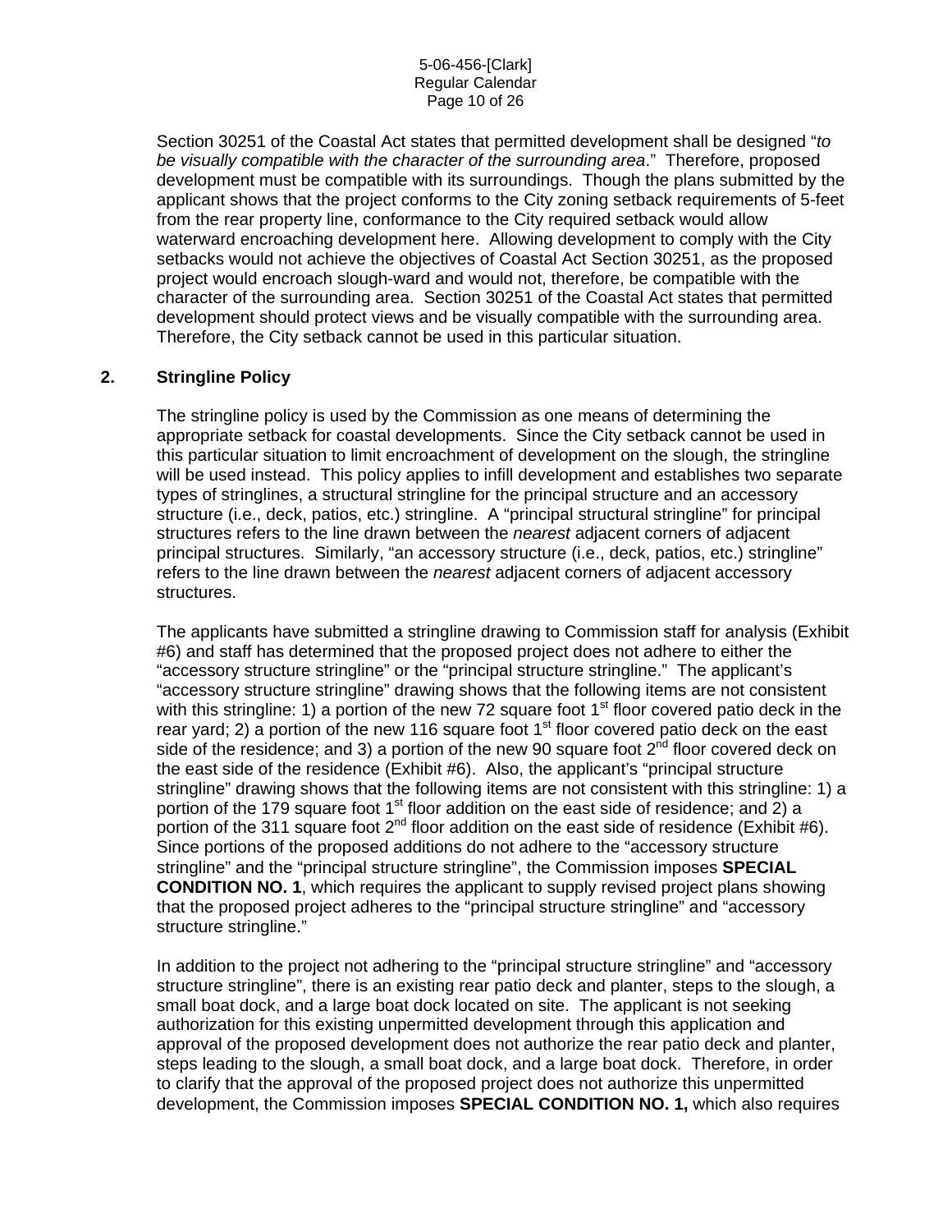Section 30251 of the Coastal Act states that permitted development shall be designed "*to be visually compatible with the character of the surrounding area*." Therefore, proposed development must be compatible with its surroundings. Though the plans submitted by the applicant shows that the project conforms to the City zoning setback requirements of 5-feet from the rear property line, conformance to the City required setback would allow waterward encroaching development here. Allowing development to comply with the City setbacks would not achieve the objectives of Coastal Act Section 30251, as the proposed project would encroach slough-ward and would not, therefore, be compatible with the character of the surrounding area. Section 30251 of the Coastal Act states that permitted development should protect views and be visually compatible with the surrounding area. Therefore, the City setback cannot be used in this particular situation.

## 2. Stringline Policy

The stringline policy is used by the Commission as one means of determining the appropriate setback for coastal developments. Since the City setback cannot be used in this particular situation to limit encroachment of development on the slough, the stringline will be used instead. This policy applies to infill development and establishes two separate types of stringlines, a structural stringline for the principal structure and an accessory structure (i.e., deck, patios, etc.) stringline. A "principal structural stringline" for principal structures refers to the line drawn between the *nearest* adjacent corners of adjacent principal structures. Similarly, "an accessory structure (i.e., deck, patios, etc.) stringline" refers to the line drawn between the *nearest* adjacent corners of adjacent accessory structures.

The applicants have submitted a stringline drawing to Commission staff for analysis (Exhibit #6) and staff has determined that the proposed project does not adhere to either the "accessory structure stringline" or the "principal structure stringline." The applicant's "accessory structure stringline" drawing shows that the following items are not consistent with this stringline: 1) a portion of the new 72 square foot 1st floor covered patio deck in the rear yard; 2) a portion of the new 116 square foot 1st floor covered patio deck on the east side of the residence; and 3) a portion of the new 90 square foot 2nd floor covered deck on the east side of the residence (Exhibit #6). Also, the applicant's "principal structure stringline" drawing shows that the following items are not consistent with this stringline: 1) a portion of the 179 square foot 1st floor addition on the east side of residence; and 2) a portion of the 311 square foot 2nd floor addition on the east side of residence (Exhibit #6). Since portions of the proposed additions do not adhere to the "accessory structure stringline" and the "principal structure stringline", the Commission imposes **SPECIAL CONDITION NO. 1**, which requires the applicant to supply revised project plans showing that the proposed project adheres to the "principal structure stringline" and "accessory structure stringline."

In addition to the project not adhering to the "principal structure stringline" and "accessory structure stringline", there is an existing rear patio deck and planter, steps to the slough, a small boat dock, and a large boat dock located on site. The applicant is not seeking authorization for this existing unpermitted development through this application and approval of the proposed development does not authorize the rear patio deck and planter, steps leading to the slough, a small boat dock, and a large boat dock. Therefore, in order to clarify that the approval of the proposed project does not authorize this unpermitted development, the Commission imposes **SPECIAL CONDITION NO. 1,** which also requires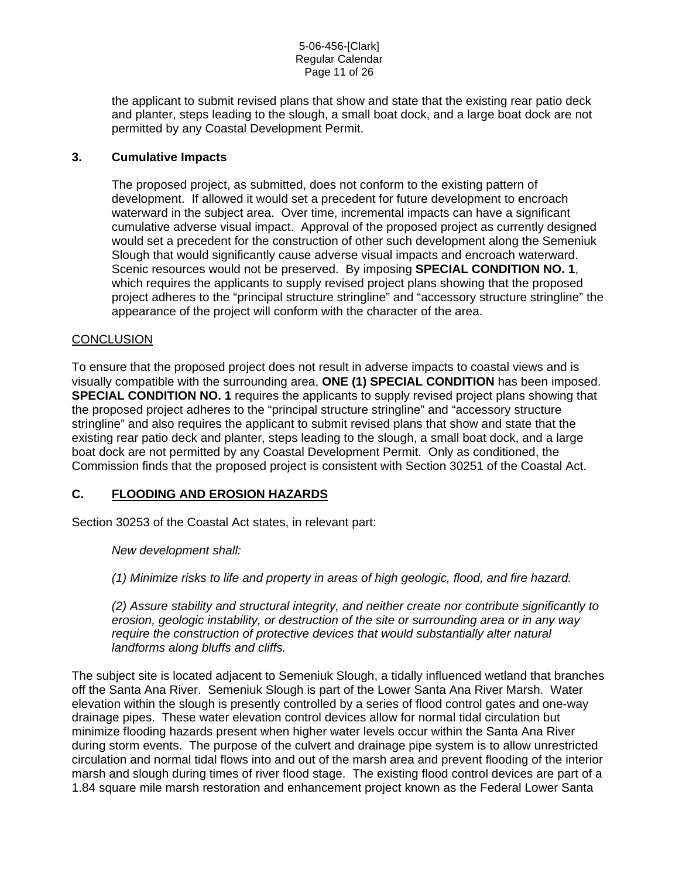the applicant to submit revised plans that show and state that the existing rear patio deck and planter, steps leading to the slough, a small boat dock, and a large boat dock are not permitted by any Coastal Development Permit.

### 3. Cumulative Impacts

The proposed project, as submitted, does not conform to the existing pattern of development. If allowed it would set a precedent for future development to encroach waterward in the subject area. Over time, incremental impacts can have a significant cumulative adverse visual impact. Approval of the proposed project as currently designed would set a precedent for the construction of other such development along the Semeniuk Slough that would significantly cause adverse visual impacts and encroach waterward. Scenic resources would not be preserved. By imposing **SPECIAL CONDITION NO. 1**, which requires the applicants to supply revised project plans showing that the proposed project adheres to the "principal structure stringline" and "accessory structure stringline" the appearance of the project will conform with the character of the area.

<u>CONCLUSION</u>

To ensure that the proposed project does not result in adverse impacts to coastal views and is visually compatible with the surrounding area, **ONE (1) SPECIAL CONDITION** has been imposed. **SPECIAL CONDITION NO. 1** requires the applicants to supply revised project plans showing that the proposed project adheres to the "principal structure stringline" and "accessory structure stringline" and also requires the applicant to submit revised plans that show and state that the existing rear patio deck and planter, steps leading to the slough, a small boat dock, and a large boat dock are not permitted by any Coastal Development Permit. Only as conditioned, the Commission finds that the proposed project is consistent with Section 30251 of the Coastal Act.

## C. <u>FLOODING AND EROSION HAZARDS</u>

Section 30253 of the Coastal Act states, in relevant part:

*New development shall:*

*(1) Minimize risks to life and property in areas of high geologic, flood, and fire hazard.*

*(2) Assure stability and structural integrity, and neither create nor contribute significantly to erosion, geologic instability, or destruction of the site or surrounding area or in any way require the construction of protective devices that would substantially alter natural landforms along bluffs and cliffs.*

The subject site is located adjacent to Semeniuk Slough, a tidally influenced wetland that branches off the Santa Ana River. Semeniuk Slough is part of the Lower Santa Ana River Marsh. Water elevation within the slough is presently controlled by a series of flood control gates and one-way drainage pipes. These water elevation control devices allow for normal tidal circulation but minimize flooding hazards present when higher water levels occur within the Santa Ana River during storm events. The purpose of the culvert and drainage pipe system is to allow unrestricted circulation and normal tidal flows into and out of the marsh area and prevent flooding of the interior marsh and slough during times of river flood stage. The existing flood control devices are part of a 1.84 square mile marsh restoration and enhancement project known as the Federal Lower Santa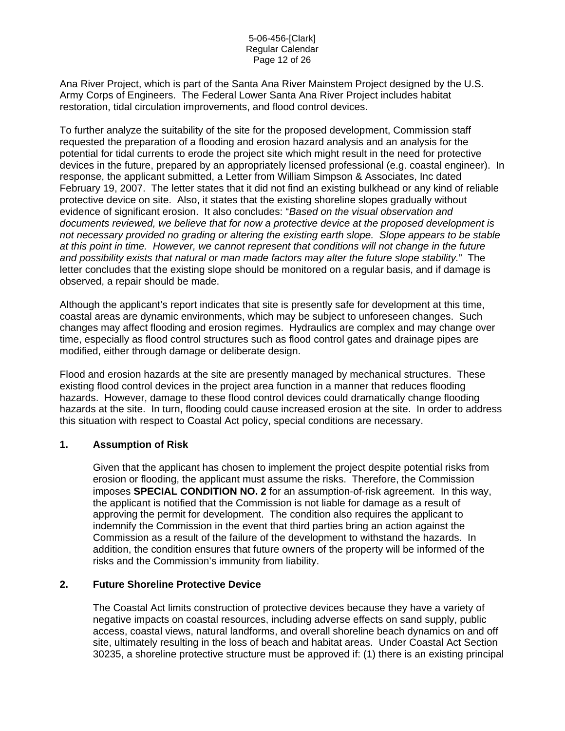Ana River Project, which is part of the Santa Ana River Mainstem Project designed by the U.S. Army Corps of Engineers. The Federal Lower Santa Ana River Project includes habitat restoration, tidal circulation improvements, and flood control devices.

To further analyze the suitability of the site for the proposed development, Commission staff requested the preparation of a flooding and erosion hazard analysis and an analysis for the potential for tidal currents to erode the project site which might result in the need for protective devices in the future, prepared by an appropriately licensed professional (e.g. coastal engineer). In response, the applicant submitted, a Letter from William Simpson & Associates, Inc dated February 19, 2007. The letter states that it did not find an existing bulkhead or any kind of reliable protective device on site. Also, it states that the existing shoreline slopes gradually without evidence of significant erosion. It also concludes: "*Based on the visual observation and documents reviewed, we believe that for now a protective device at the proposed development is not necessary provided no grading or altering the existing earth slope. Slope appears to be stable at this point in time. However, we cannot represent that conditions will not change in the future and possibility exists that natural or man made factors may alter the future slope stability.*" The letter concludes that the existing slope should be monitored on a regular basis, and if damage is observed, a repair should be made.

Although the applicant's report indicates that site is presently safe for development at this time, coastal areas are dynamic environments, which may be subject to unforeseen changes. Such changes may affect flooding and erosion regimes. Hydraulics are complex and may change over time, especially as flood control structures such as flood control gates and drainage pipes are modified, either through damage or deliberate design.

Flood and erosion hazards at the site are presently managed by mechanical structures. These existing flood control devices in the project area function in a manner that reduces flooding hazards. However, damage to these flood control devices could dramatically change flooding hazards at the site. In turn, flooding could cause increased erosion at the site. In order to address this situation with respect to Coastal Act policy, special conditions are necessary.

### 1. Assumption of Risk

Given that the applicant has chosen to implement the project despite potential risks from erosion or flooding, the applicant must assume the risks. Therefore, the Commission imposes **SPECIAL CONDITION NO. 2** for an assumption-of-risk agreement. In this way, the applicant is notified that the Commission is not liable for damage as a result of approving the permit for development. The condition also requires the applicant to indemnify the Commission in the event that third parties bring an action against the Commission as a result of the failure of the development to withstand the hazards. In addition, the condition ensures that future owners of the property will be informed of the risks and the Commission's immunity from liability.

### 2. Future Shoreline Protective Device

The Coastal Act limits construction of protective devices because they have a variety of negative impacts on coastal resources, including adverse effects on sand supply, public access, coastal views, natural landforms, and overall shoreline beach dynamics on and off site, ultimately resulting in the loss of beach and habitat areas. Under Coastal Act Section 30235, a shoreline protective structure must be approved if: (1) there is an existing principal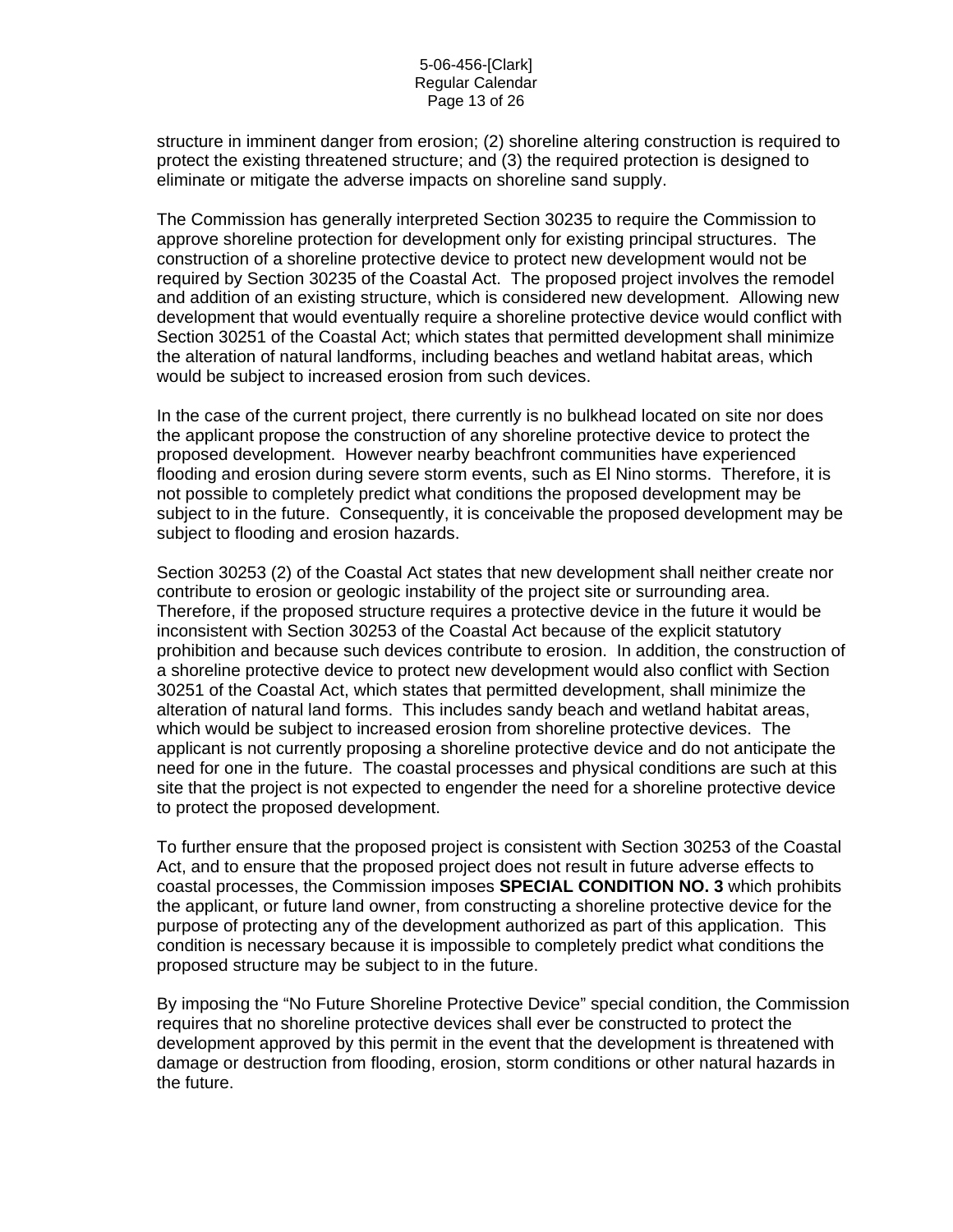structure in imminent danger from erosion; (2) shoreline altering construction is required to protect the existing threatened structure; and (3) the required protection is designed to eliminate or mitigate the adverse impacts on shoreline sand supply.

The Commission has generally interpreted Section 30235 to require the Commission to approve shoreline protection for development only for existing principal structures. The construction of a shoreline protective device to protect new development would not be required by Section 30235 of the Coastal Act. The proposed project involves the remodel and addition of an existing structure, which is considered new development. Allowing new development that would eventually require a shoreline protective device would conflict with Section 30251 of the Coastal Act; which states that permitted development shall minimize the alteration of natural landforms, including beaches and wetland habitat areas, which would be subject to increased erosion from such devices.

In the case of the current project, there currently is no bulkhead located on site nor does the applicant propose the construction of any shoreline protective device to protect the proposed development. However nearby beachfront communities have experienced flooding and erosion during severe storm events, such as El Nino storms. Therefore, it is not possible to completely predict what conditions the proposed development may be subject to in the future. Consequently, it is conceivable the proposed development may be subject to flooding and erosion hazards.

Section 30253 (2) of the Coastal Act states that new development shall neither create nor contribute to erosion or geologic instability of the project site or surrounding area. Therefore, if the proposed structure requires a protective device in the future it would be inconsistent with Section 30253 of the Coastal Act because of the explicit statutory prohibition and because such devices contribute to erosion. In addition, the construction of a shoreline protective device to protect new development would also conflict with Section 30251 of the Coastal Act, which states that permitted development, shall minimize the alteration of natural land forms. This includes sandy beach and wetland habitat areas, which would be subject to increased erosion from shoreline protective devices. The applicant is not currently proposing a shoreline protective device and do not anticipate the need for one in the future. The coastal processes and physical conditions are such at this site that the project is not expected to engender the need for a shoreline protective device to protect the proposed development.

To further ensure that the proposed project is consistent with Section 30253 of the Coastal Act, and to ensure that the proposed project does not result in future adverse effects to coastal processes, the Commission imposes **SPECIAL CONDITION NO. 3** which prohibits the applicant, or future land owner, from constructing a shoreline protective device for the purpose of protecting any of the development authorized as part of this application. This condition is necessary because it is impossible to completely predict what conditions the proposed structure may be subject to in the future.

By imposing the "No Future Shoreline Protective Device" special condition, the Commission requires that no shoreline protective devices shall ever be constructed to protect the development approved by this permit in the event that the development is threatened with damage or destruction from flooding, erosion, storm conditions or other natural hazards in the future.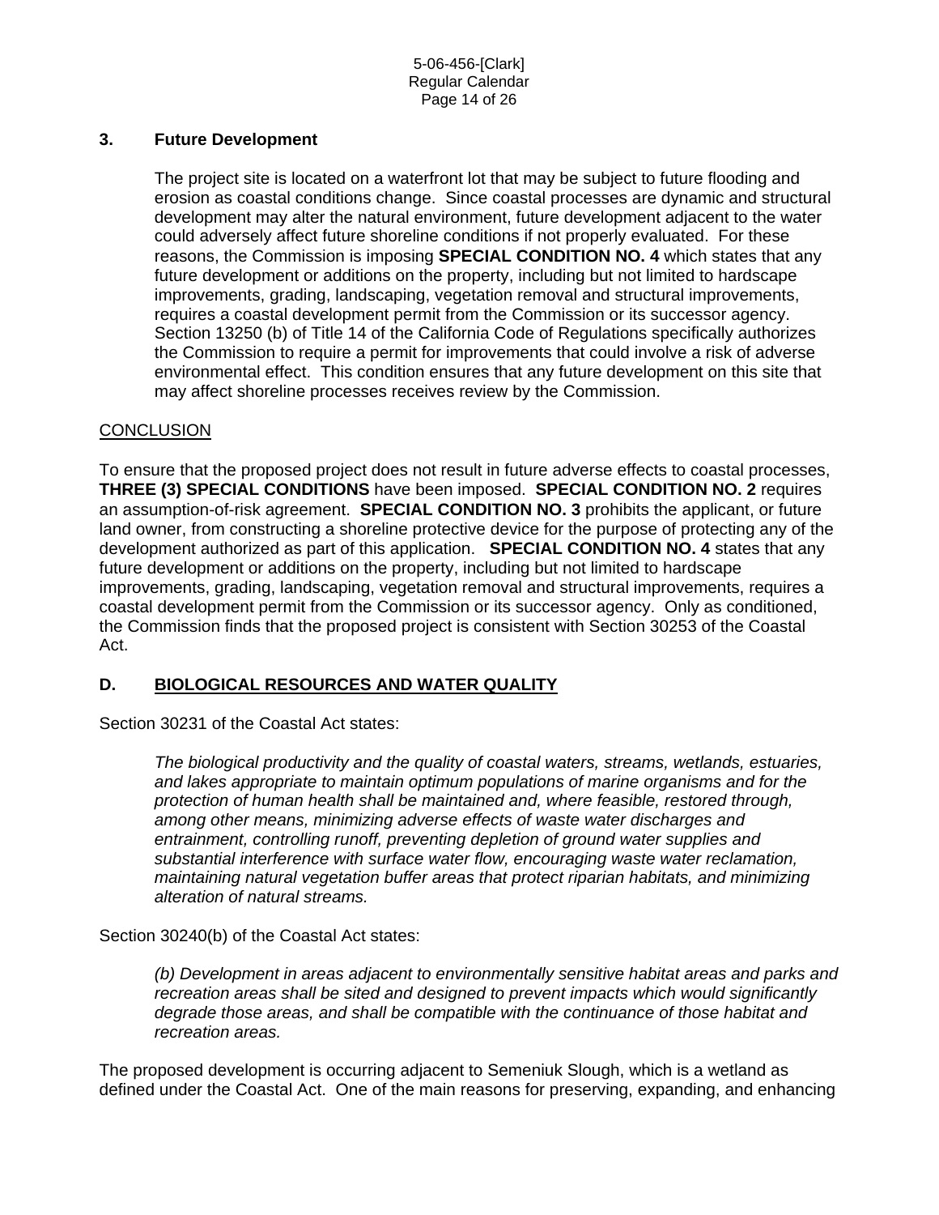### 3. Future Development

The project site is located on a waterfront lot that may be subject to future flooding and erosion as coastal conditions change. Since coastal processes are dynamic and structural development may alter the natural environment, future development adjacent to the water could adversely affect future shoreline conditions if not properly evaluated. For these reasons, the Commission is imposing **SPECIAL CONDITION NO. 4** which states that any future development or additions on the property, including but not limited to hardscape improvements, grading, landscaping, vegetation removal and structural improvements, requires a coastal development permit from the Commission or its successor agency. Section 13250 (b) of Title 14 of the California Code of Regulations specifically authorizes the Commission to require a permit for improvements that could involve a risk of adverse environmental effect. This condition ensures that any future development on this site that may affect shoreline processes receives review by the Commission.

CONCLUSION

To ensure that the proposed project does not result in future adverse effects to coastal processes, **THREE (3) SPECIAL CONDITIONS** have been imposed. **SPECIAL CONDITION NO. 2** requires an assumption-of-risk agreement. **SPECIAL CONDITION NO. 3** prohibits the applicant, or future land owner, from constructing a shoreline protective device for the purpose of protecting any of the development authorized as part of this application. **SPECIAL CONDITION NO. 4** states that any future development or additions on the property, including but not limited to hardscape improvements, grading, landscaping, vegetation removal and structural improvements, requires a coastal development permit from the Commission or its successor agency. Only as conditioned, the Commission finds that the proposed project is consistent with Section 30253 of the Coastal Act.

## D. BIOLOGICAL RESOURCES AND WATER QUALITY

Section 30231 of the Coastal Act states:

*The biological productivity and the quality of coastal waters, streams, wetlands, estuaries, and lakes appropriate to maintain optimum populations of marine organisms and for the protection of human health shall be maintained and, where feasible, restored through, among other means, minimizing adverse effects of waste water discharges and entrainment, controlling runoff, preventing depletion of ground water supplies and substantial interference with surface water flow, encouraging waste water reclamation, maintaining natural vegetation buffer areas that protect riparian habitats, and minimizing alteration of natural streams.*

Section 30240(b) of the Coastal Act states:

*(b) Development in areas adjacent to environmentally sensitive habitat areas and parks and recreation areas shall be sited and designed to prevent impacts which would significantly degrade those areas, and shall be compatible with the continuance of those habitat and recreation areas.*

The proposed development is occurring adjacent to Semeniuk Slough, which is a wetland as defined under the Coastal Act. One of the main reasons for preserving, expanding, and enhancing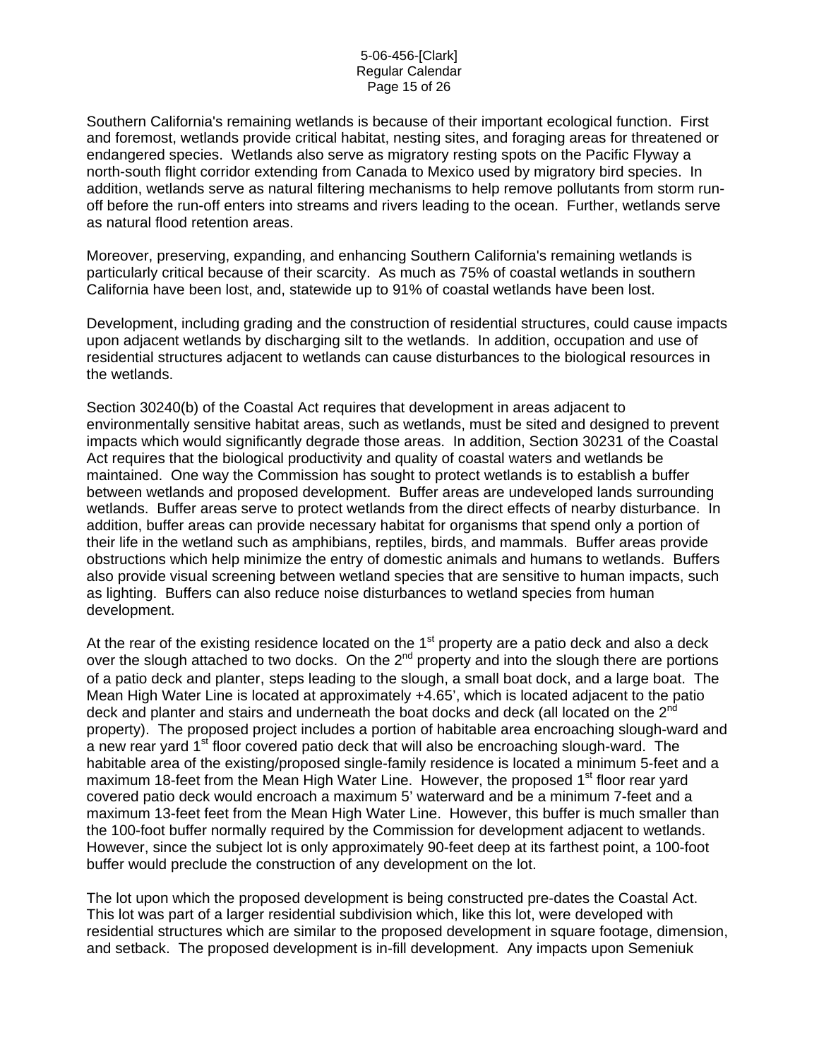Southern California's remaining wetlands is because of their important ecological function. First and foremost, wetlands provide critical habitat, nesting sites, and foraging areas for threatened or endangered species. Wetlands also serve as migratory resting spots on the Pacific Flyway a north-south flight corridor extending from Canada to Mexico used by migratory bird species. In addition, wetlands serve as natural filtering mechanisms to help remove pollutants from storm run-off before the run-off enters into streams and rivers leading to the ocean. Further, wetlands serve as natural flood retention areas.

Moreover, preserving, expanding, and enhancing Southern California's remaining wetlands is particularly critical because of their scarcity. As much as 75% of coastal wetlands in southern California have been lost, and, statewide up to 91% of coastal wetlands have been lost.

Development, including grading and the construction of residential structures, could cause impacts upon adjacent wetlands by discharging silt to the wetlands. In addition, occupation and use of residential structures adjacent to wetlands can cause disturbances to the biological resources in the wetlands.

Section 30240(b) of the Coastal Act requires that development in areas adjacent to environmentally sensitive habitat areas, such as wetlands, must be sited and designed to prevent impacts which would significantly degrade those areas. In addition, Section 30231 of the Coastal Act requires that the biological productivity and quality of coastal waters and wetlands be maintained. One way the Commission has sought to protect wetlands is to establish a buffer between wetlands and proposed development. Buffer areas are undeveloped lands surrounding wetlands. Buffer areas serve to protect wetlands from the direct effects of nearby disturbance. In addition, buffer areas can provide necessary habitat for organisms that spend only a portion of their life in the wetland such as amphibians, reptiles, birds, and mammals. Buffer areas provide obstructions which help minimize the entry of domestic animals and humans to wetlands. Buffers also provide visual screening between wetland species that are sensitive to human impacts, such as lighting. Buffers can also reduce noise disturbances to wetland species from human development.

At the rear of the existing residence located on the 1st property are a patio deck and also a deck over the slough attached to two docks. On the 2nd property and into the slough there are portions of a patio deck and planter, steps leading to the slough, a small boat dock, and a large boat. The Mean High Water Line is located at approximately +4.65', which is located adjacent to the patio deck and planter and stairs and underneath the boat docks and deck (all located on the 2nd property). The proposed project includes a portion of habitable area encroaching slough-ward and a new rear yard 1st floor covered patio deck that will also be encroaching slough-ward. The habitable area of the existing/proposed single-family residence is located a minimum 5-feet and a maximum 18-feet from the Mean High Water Line. However, the proposed 1st floor rear yard covered patio deck would encroach a maximum 5' waterward and be a minimum 7-feet and a maximum 13-feet feet from the Mean High Water Line. However, this buffer is much smaller than the 100-foot buffer normally required by the Commission for development adjacent to wetlands. However, since the subject lot is only approximately 90-feet deep at its farthest point, a 100-foot buffer would preclude the construction of any development on the lot.

The lot upon which the proposed development is being constructed pre-dates the Coastal Act. This lot was part of a larger residential subdivision which, like this lot, were developed with residential structures which are similar to the proposed development in square footage, dimension, and setback. The proposed development is in-fill development. Any impacts upon Semeniuk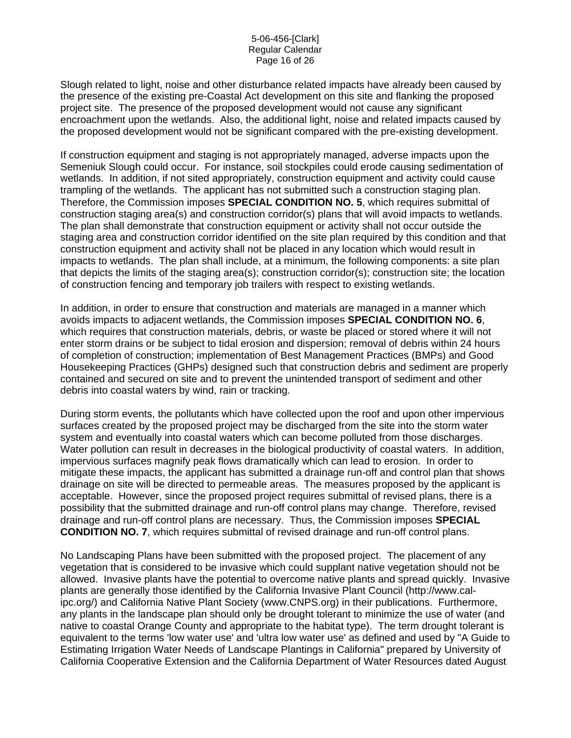Slough related to light, noise and other disturbance related impacts have already been caused by the presence of the existing pre-Coastal Act development on this site and flanking the proposed project site. The presence of the proposed development would not cause any significant encroachment upon the wetlands. Also, the additional light, noise and related impacts caused by the proposed development would not be significant compared with the pre-existing development.

If construction equipment and staging is not appropriately managed, adverse impacts upon the Semeniuk Slough could occur. For instance, soil stockpiles could erode causing sedimentation of wetlands. In addition, if not sited appropriately, construction equipment and activity could cause trampling of the wetlands. The applicant has not submitted such a construction staging plan. Therefore, the Commission imposes **SPECIAL CONDITION NO. 5**, which requires submittal of construction staging area(s) and construction corridor(s) plans that will avoid impacts to wetlands. The plan shall demonstrate that construction equipment or activity shall not occur outside the staging area and construction corridor identified on the site plan required by this condition and that construction equipment and activity shall not be placed in any location which would result in impacts to wetlands. The plan shall include, at a minimum, the following components: a site plan that depicts the limits of the staging area(s); construction corridor(s); construction site; the location of construction fencing and temporary job trailers with respect to existing wetlands.

In addition, in order to ensure that construction and materials are managed in a manner which avoids impacts to adjacent wetlands, the Commission imposes **SPECIAL CONDITION NO. 6**, which requires that construction materials, debris, or waste be placed or stored where it will not enter storm drains or be subject to tidal erosion and dispersion; removal of debris within 24 hours of completion of construction; implementation of Best Management Practices (BMPs) and Good Housekeeping Practices (GHPs) designed such that construction debris and sediment are properly contained and secured on site and to prevent the unintended transport of sediment and other debris into coastal waters by wind, rain or tracking.

During storm events, the pollutants which have collected upon the roof and upon other impervious surfaces created by the proposed project may be discharged from the site into the storm water system and eventually into coastal waters which can become polluted from those discharges. Water pollution can result in decreases in the biological productivity of coastal waters. In addition, impervious surfaces magnify peak flows dramatically which can lead to erosion. In order to mitigate these impacts, the applicant has submitted a drainage run-off and control plan that shows drainage on site will be directed to permeable areas. The measures proposed by the applicant is acceptable. However, since the proposed project requires submittal of revised plans, there is a possibility that the submitted drainage and run-off control plans may change. Therefore, revised drainage and run-off control plans are necessary. Thus, the Commission imposes **SPECIAL CONDITION NO. 7**, which requires submittal of revised drainage and run-off control plans.

No Landscaping Plans have been submitted with the proposed project. The placement of any vegetation that is considered to be invasive which could supplant native vegetation should not be allowed. Invasive plants have the potential to overcome native plants and spread quickly. Invasive plants are generally those identified by the California Invasive Plant Council (http://www.cal-ipc.org/) and California Native Plant Society (www.CNPS.org) in their publications. Furthermore, any plants in the landscape plan should only be drought tolerant to minimize the use of water (and native to coastal Orange County and appropriate to the habitat type). The term drought tolerant is equivalent to the terms 'low water use' and 'ultra low water use' as defined and used by "A Guide to Estimating Irrigation Water Needs of Landscape Plantings in California" prepared by University of California Cooperative Extension and the California Department of Water Resources dated August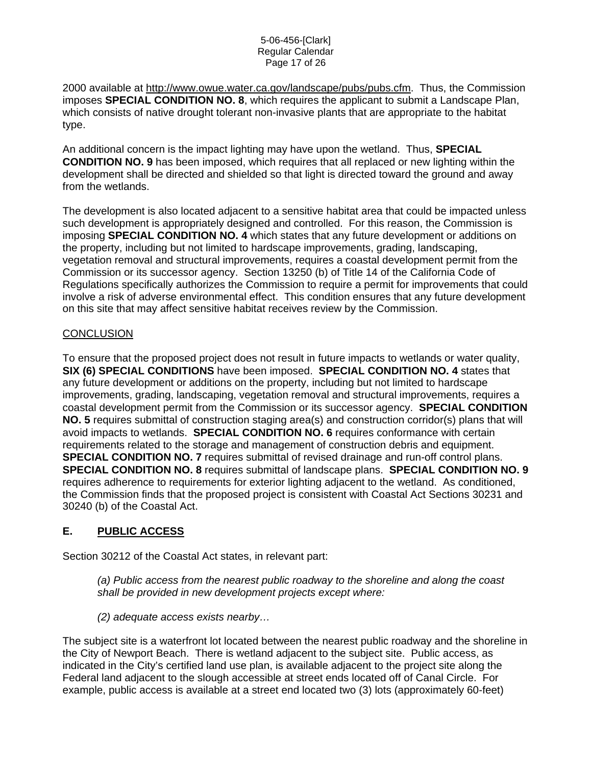2000 available at http://www.owue.water.ca.gov/landscape/pubs/pubs.cfm. Thus, the Commission imposes **SPECIAL CONDITION NO. 8**, which requires the applicant to submit a Landscape Plan, which consists of native drought tolerant non-invasive plants that are appropriate to the habitat type.

An additional concern is the impact lighting may have upon the wetland. Thus, **SPECIAL CONDITION NO. 9** has been imposed, which requires that all replaced or new lighting within the development shall be directed and shielded so that light is directed toward the ground and away from the wetlands.

The development is also located adjacent to a sensitive habitat area that could be impacted unless such development is appropriately designed and controlled. For this reason, the Commission is imposing **SPECIAL CONDITION NO. 4** which states that any future development or additions on the property, including but not limited to hardscape improvements, grading, landscaping, vegetation removal and structural improvements, requires a coastal development permit from the Commission or its successor agency. Section 13250 (b) of Title 14 of the California Code of Regulations specifically authorizes the Commission to require a permit for improvements that could involve a risk of adverse environmental effect. This condition ensures that any future development on this site that may affect sensitive habitat receives review by the Commission.

CONCLUSION

To ensure that the proposed project does not result in future impacts to wetlands or water quality, **SIX (6) SPECIAL CONDITIONS** have been imposed. **SPECIAL CONDITION NO. 4** states that any future development or additions on the property, including but not limited to hardscape improvements, grading, landscaping, vegetation removal and structural improvements, requires a coastal development permit from the Commission or its successor agency. **SPECIAL CONDITION NO. 5** requires submittal of construction staging area(s) and construction corridor(s) plans that will avoid impacts to wetlands. **SPECIAL CONDITION NO. 6** requires conformance with certain requirements related to the storage and management of construction debris and equipment. **SPECIAL CONDITION NO. 7** requires submittal of revised drainage and run-off control plans. **SPECIAL CONDITION NO. 8** requires submittal of landscape plans. **SPECIAL CONDITION NO. 9** requires adherence to requirements for exterior lighting adjacent to the wetland. As conditioned, the Commission finds that the proposed project is consistent with Coastal Act Sections 30231 and 30240 (b) of the Coastal Act.

## E. PUBLIC ACCESS

Section 30212 of the Coastal Act states, in relevant part:

> *(a) Public access from the nearest public roadway to the shoreline and along the coast shall be provided in new development projects except where:*
>
> *(2) adequate access exists nearby…*

The subject site is a waterfront lot located between the nearest public roadway and the shoreline in the City of Newport Beach. There is wetland adjacent to the subject site. Public access, as indicated in the City's certified land use plan, is available adjacent to the project site along the Federal land adjacent to the slough accessible at street ends located off of Canal Circle. For example, public access is available at a street end located two (3) lots (approximately 60-feet)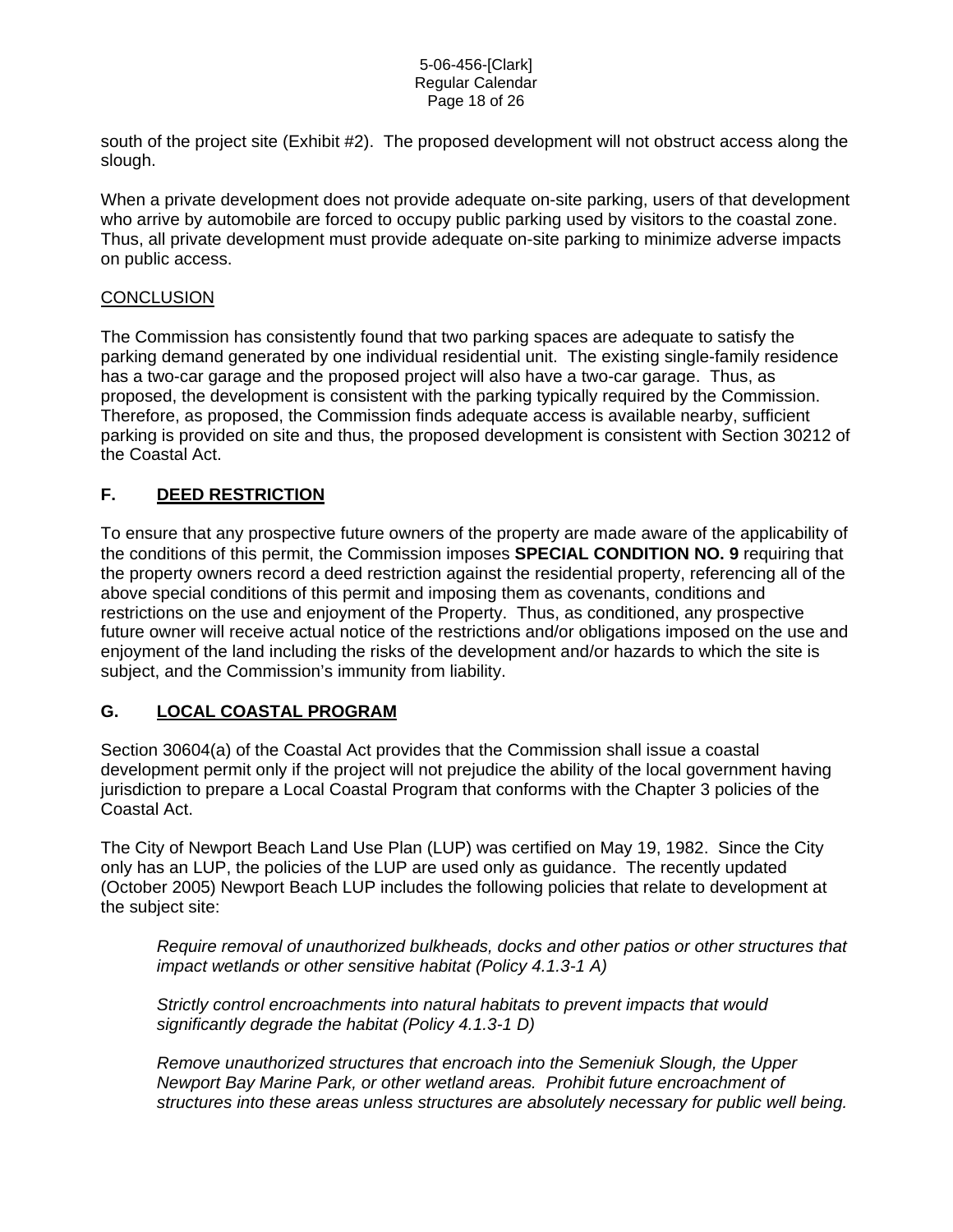south of the project site (Exhibit #2). The proposed development will not obstruct access along the slough.

When a private development does not provide adequate on-site parking, users of that development who arrive by automobile are forced to occupy public parking used by visitors to the coastal zone. Thus, all private development must provide adequate on-site parking to minimize adverse impacts on public access.

CONCLUSION

The Commission has consistently found that two parking spaces are adequate to satisfy the parking demand generated by one individual residential unit. The existing single-family residence has a two-car garage and the proposed project will also have a two-car garage. Thus, as proposed, the development is consistent with the parking typically required by the Commission. Therefore, as proposed, the Commission finds adequate access is available nearby, sufficient parking is provided on site and thus, the proposed development is consistent with Section 30212 of the Coastal Act.

## F. DEED RESTRICTION

To ensure that any prospective future owners of the property are made aware of the applicability of the conditions of this permit, the Commission imposes **SPECIAL CONDITION NO. 9** requiring that the property owners record a deed restriction against the residential property, referencing all of the above special conditions of this permit and imposing them as covenants, conditions and restrictions on the use and enjoyment of the Property. Thus, as conditioned, any prospective future owner will receive actual notice of the restrictions and/or obligations imposed on the use and enjoyment of the land including the risks of the development and/or hazards to which the site is subject, and the Commission's immunity from liability.

## G. LOCAL COASTAL PROGRAM

Section 30604(a) of the Coastal Act provides that the Commission shall issue a coastal development permit only if the project will not prejudice the ability of the local government having jurisdiction to prepare a Local Coastal Program that conforms with the Chapter 3 policies of the Coastal Act.

The City of Newport Beach Land Use Plan (LUP) was certified on May 19, 1982. Since the City only has an LUP, the policies of the LUP are used only as guidance. The recently updated (October 2005) Newport Beach LUP includes the following policies that relate to development at the subject site:

> *Require removal of unauthorized bulkheads, docks and other patios or other structures that impact wetlands or other sensitive habitat (Policy 4.1.3-1 A)*
>
> *Strictly control encroachments into natural habitats to prevent impacts that would significantly degrade the habitat (Policy 4.1.3-1 D)*
>
> *Remove unauthorized structures that encroach into the Semeniuk Slough, the Upper Newport Bay Marine Park, or other wetland areas. Prohibit future encroachment of structures into these areas unless structures are absolutely necessary for public well being.*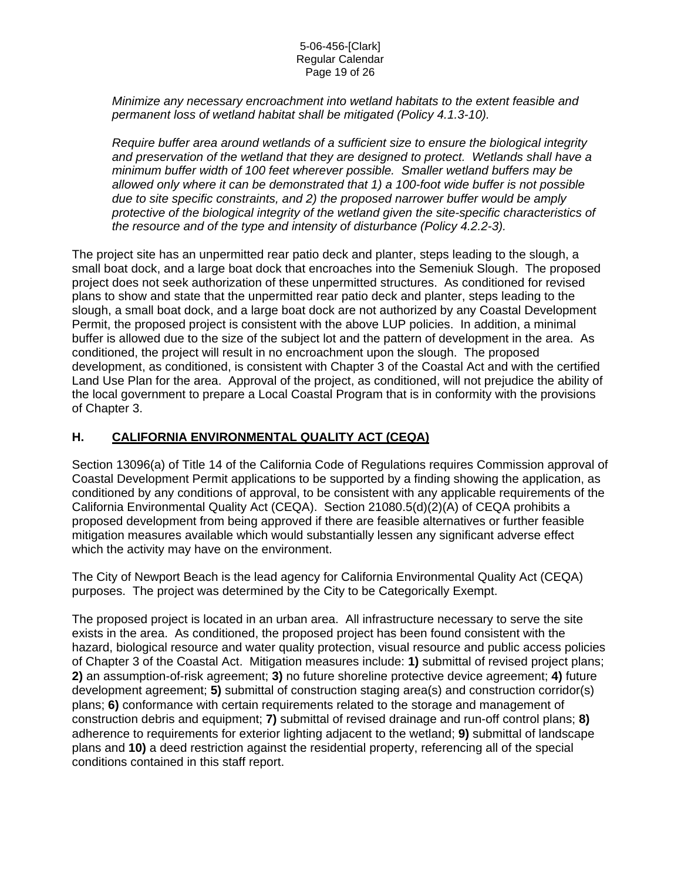*Minimize any necessary encroachment into wetland habitats to the extent feasible and permanent loss of wetland habitat shall be mitigated (Policy 4.1.3-10).*

*Require buffer area around wetlands of a sufficient size to ensure the biological integrity and preservation of the wetland that they are designed to protect. Wetlands shall have a minimum buffer width of 100 feet wherever possible. Smaller wetland buffers may be allowed only where it can be demonstrated that 1) a 100-foot wide buffer is not possible due to site specific constraints, and 2) the proposed narrower buffer would be amply protective of the biological integrity of the wetland given the site-specific characteristics of the resource and of the type and intensity of disturbance (Policy 4.2.2-3).*

The project site has an unpermitted rear patio deck and planter, steps leading to the slough, a small boat dock, and a large boat dock that encroaches into the Semeniuk Slough. The proposed project does not seek authorization of these unpermitted structures. As conditioned for revised plans to show and state that the unpermitted rear patio deck and planter, steps leading to the slough, a small boat dock, and a large boat dock are not authorized by any Coastal Development Permit, the proposed project is consistent with the above LUP policies. In addition, a minimal buffer is allowed due to the size of the subject lot and the pattern of development in the area. As conditioned, the project will result in no encroachment upon the slough. The proposed development, as conditioned, is consistent with Chapter 3 of the Coastal Act and with the certified Land Use Plan for the area. Approval of the project, as conditioned, will not prejudice the ability of the local government to prepare a Local Coastal Program that is in conformity with the provisions of Chapter 3.

## H. CALIFORNIA ENVIRONMENTAL QUALITY ACT (CEQA)

Section 13096(a) of Title 14 of the California Code of Regulations requires Commission approval of Coastal Development Permit applications to be supported by a finding showing the application, as conditioned by any conditions of approval, to be consistent with any applicable requirements of the California Environmental Quality Act (CEQA). Section 21080.5(d)(2)(A) of CEQA prohibits a proposed development from being approved if there are feasible alternatives or further feasible mitigation measures available which would substantially lessen any significant adverse effect which the activity may have on the environment.

The City of Newport Beach is the lead agency for California Environmental Quality Act (CEQA) purposes. The project was determined by the City to be Categorically Exempt.

The proposed project is located in an urban area. All infrastructure necessary to serve the site exists in the area. As conditioned, the proposed project has been found consistent with the hazard, biological resource and water quality protection, visual resource and public access policies of Chapter 3 of the Coastal Act. Mitigation measures include: **1)** submittal of revised project plans; **2)** an assumption-of-risk agreement; **3)** no future shoreline protective device agreement; **4)** future development agreement; **5)** submittal of construction staging area(s) and construction corridor(s) plans; **6)** conformance with certain requirements related to the storage and management of construction debris and equipment; **7)** submittal of revised drainage and run-off control plans; **8)** adherence to requirements for exterior lighting adjacent to the wetland; **9)** submittal of landscape plans and **10)** a deed restriction against the residential property, referencing all of the special conditions contained in this staff report.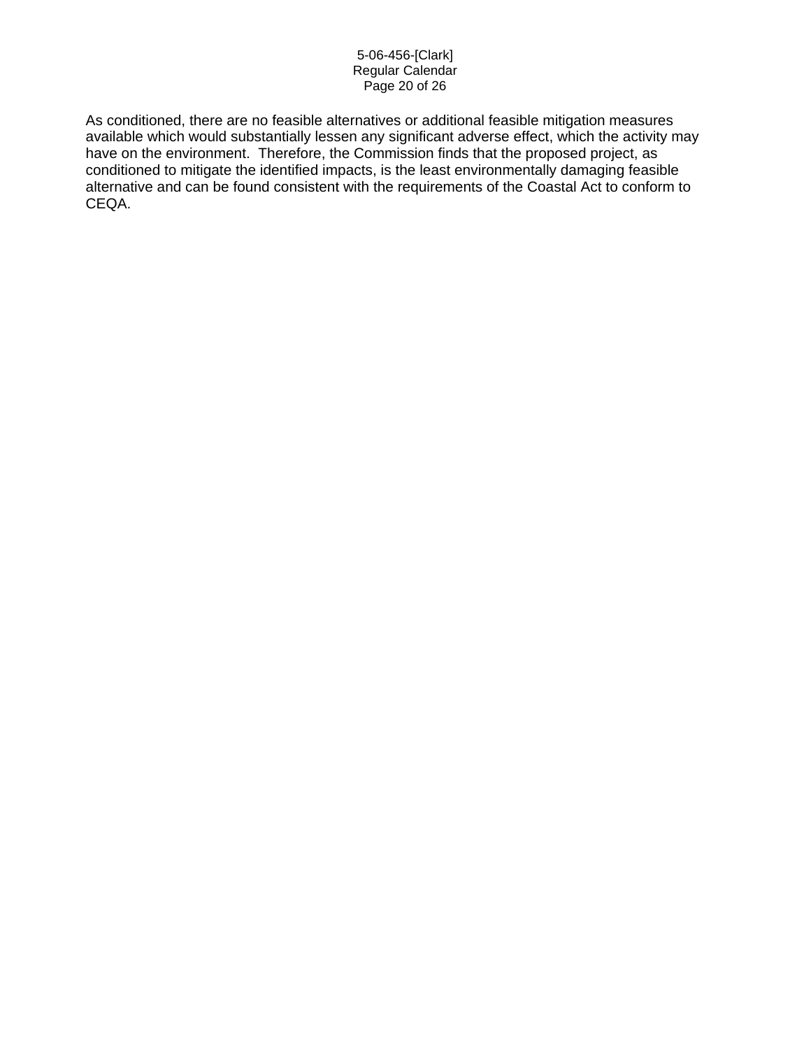As conditioned, there are no feasible alternatives or additional feasible mitigation measures available which would substantially lessen any significant adverse effect, which the activity may have on the environment.  Therefore, the Commission finds that the proposed project, as conditioned to mitigate the identified impacts, is the least environmentally damaging feasible alternative and can be found consistent with the requirements of the Coastal Act to conform to CEQA.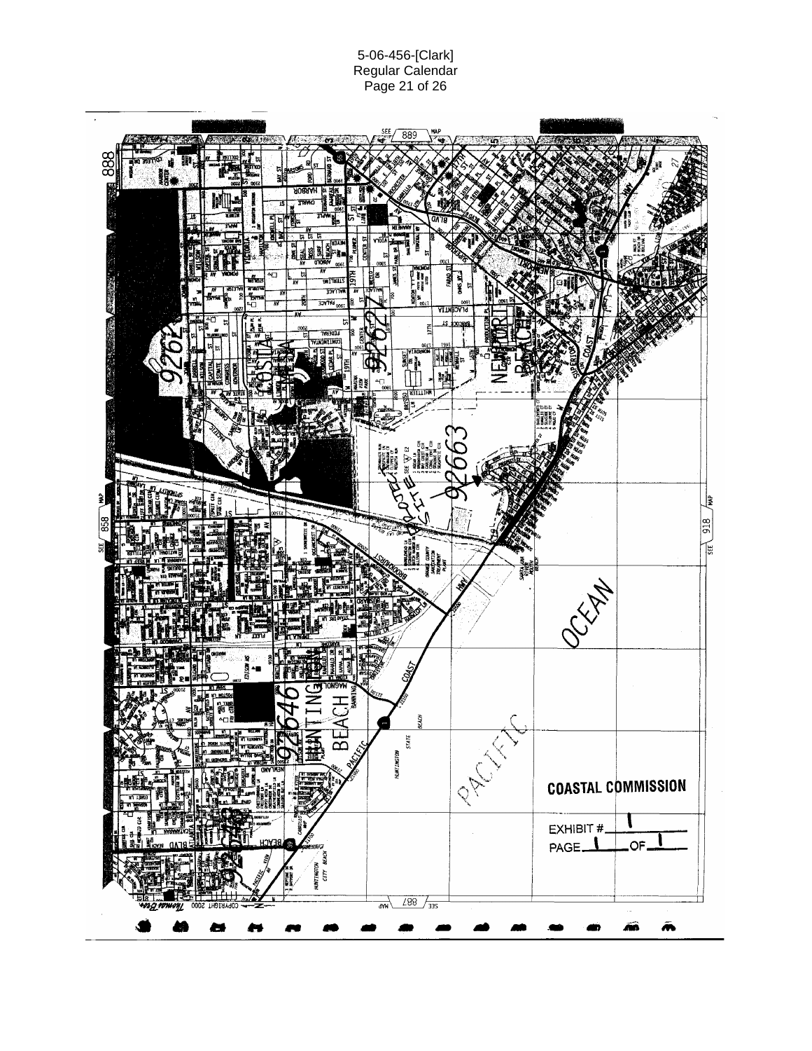COASTAL COMMISSION

EXHIBIT # 1

PAGE 1 OF 1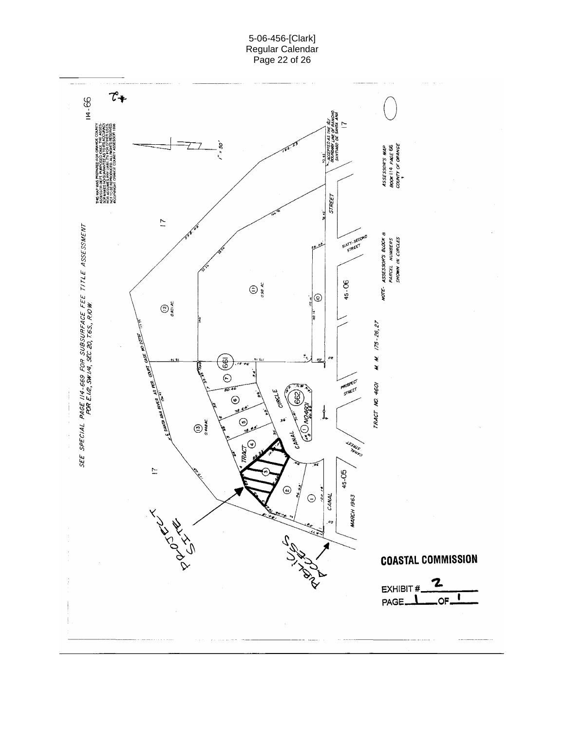SEE SPECIAL PAGE 114-669 FOR SUBSURFACE FEE TITLE ASSESSMENT POR E.1/2, SW 1/4, SEC 20, T.6S., R.10W.

114-66

THIS MAP WAS PREPARED FOR ORANGE COUNTY ASSESSOR DEPT. PURPOSES ONLY. THE ASSESSOR MAKES NO GUARANTEE AS TO ITS ACCURACY NOR ASSUMES ANY LIABILITY FOR OTHER USES. NOT TO BE REPRODUCED. ALL RIGHTS RESERVED. ©COPYRIGHT ORANGE COUNTY ASSESSOR 1996

1" = 50'

ASSESSOR'S MAP
BOOK 114 PAGE 66
COUNTY OF ORANGE

NOTE - ASSESSOR'S BLOCK & PARCEL NUMBERS SHOWN IN CIRCLES

TRACT NO. 4601 M. M. 175-26,27

MARCH 1963

PROJECT SITE

PUBLIC ACCESS

# COASTAL COMMISSION

EXHIBIT # 2

PAGE 1 OF 1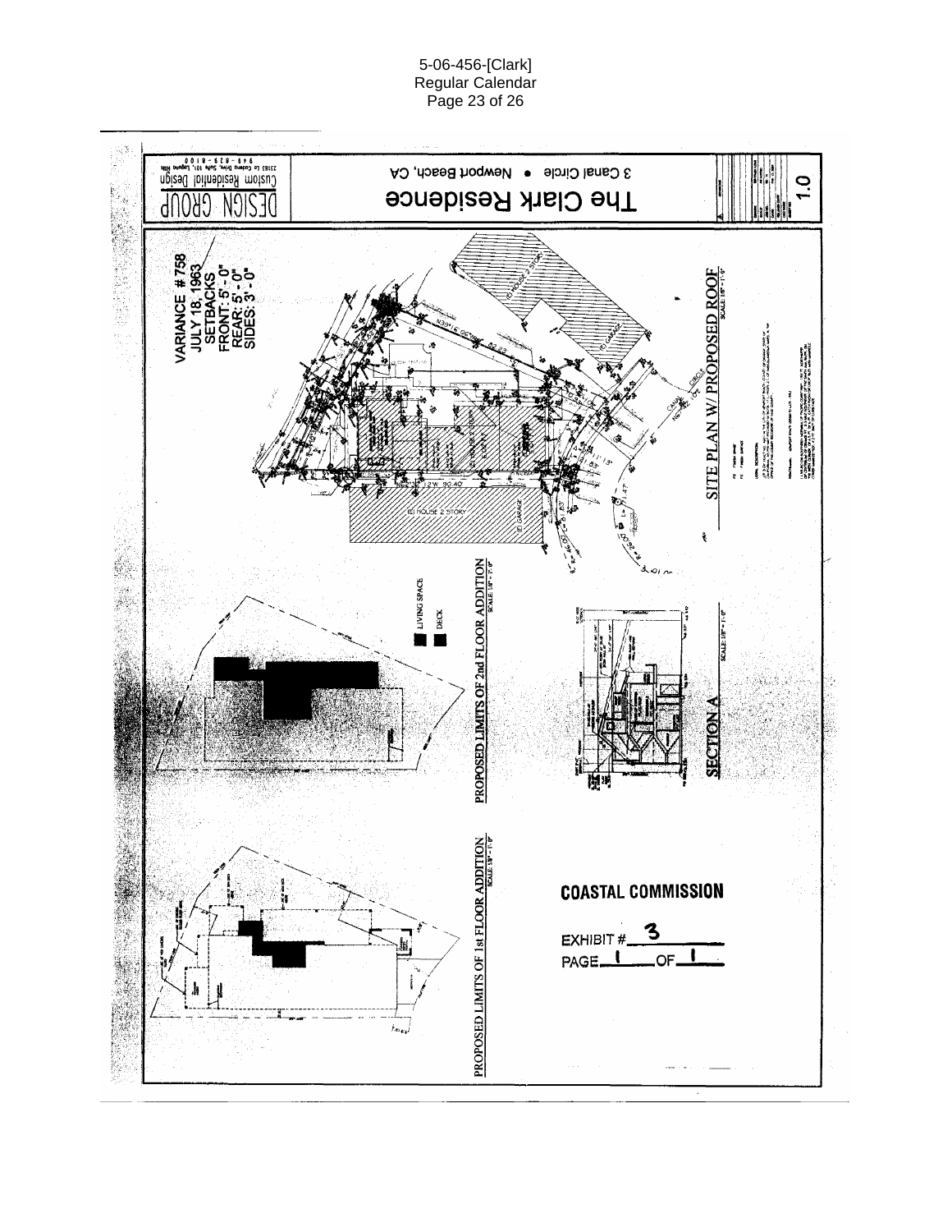DESIGN GROUP

Custom Residential Design

23183 La Cadena Drive, Suite 101, Laguna Hills

949-829-8100

**The Clark Residence**

3 Canal Circle • Newport Beach, CA

1.0

VARIANCE # 758
JULY 18, 1963
SETBACKS
FRONT: 5' - 0"
REAR: 5' - 0"
SIDES: 3' - 0"

(E) HOUSE 2 STORY

(E) GARAGE

(E) HOUSE 2 STORY

(E) GARAGE

CANAL CIRCLE

**SITE PLAN W/ PROPOSED ROOF**
SCALE: 1/8" = 1'-0"

LIVING SPACE

DECK

**PROPOSED LIMITS OF 2nd FLOOR ADDITION**
SCALE: 1/8" = 1'-0"

**SECTION A**
SCALE: 1/8" = 1'-0"

**PROPOSED LIMITS OF 1st FLOOR ADDITION**
SCALE: 1/8" = 1'-0"

**COASTAL COMMISSION**

EXHIBIT # 3

PAGE 1 OF 1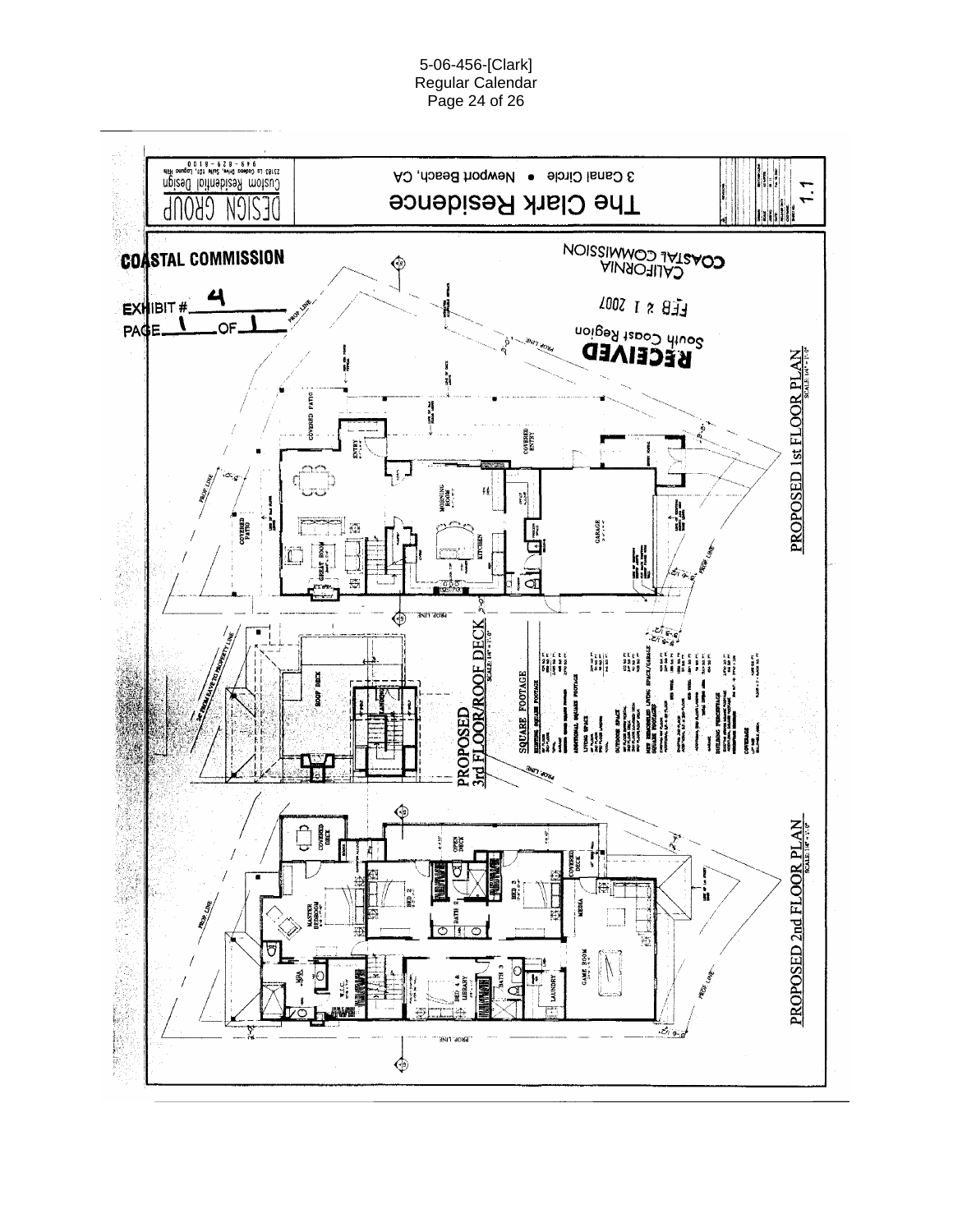**COASTAL COMMISSION**

EXHIBIT # 4

PAGE 1 OF 1

**CALIFORNIA COASTAL COMMISSION**

FEB 21 2007

**RECEIVED**

South Coast Region

DESIGN GROUP
Custom Residential Design
23183 La Cadena Drive, Suite 101, Laguna Hills
949-829-8100

The Clark Residence

3 Canal Circle • Newport Beach, CA

1.1

PROPOSED 1st FLOOR PLAN
SCALE: 1/4" = 1'-0"

COVERED PATIO

ENTRY

COVERED ENTRY

MORNING ROOM

KITCHEN

GREAT ROOM

GARAGE

PROP. LINE

PROPOSED 3rd FLOOR/ROOF DECK
SCALE: 1/4" = 1'-0"

ROOF DECK

LANDING

SQUARE FOOTAGE

PROPOSED 2nd FLOOR PLAN
SCALE: 1/4" = 1'-0"

COVERED DECK

OPEN DECK

MASTER BEDROOM

BED 2

BATH 2

BED 3

MEDIA

GAME ROOM

BED 4 & LIBRARY

BATH 3

LAUNDRY

W.I.C.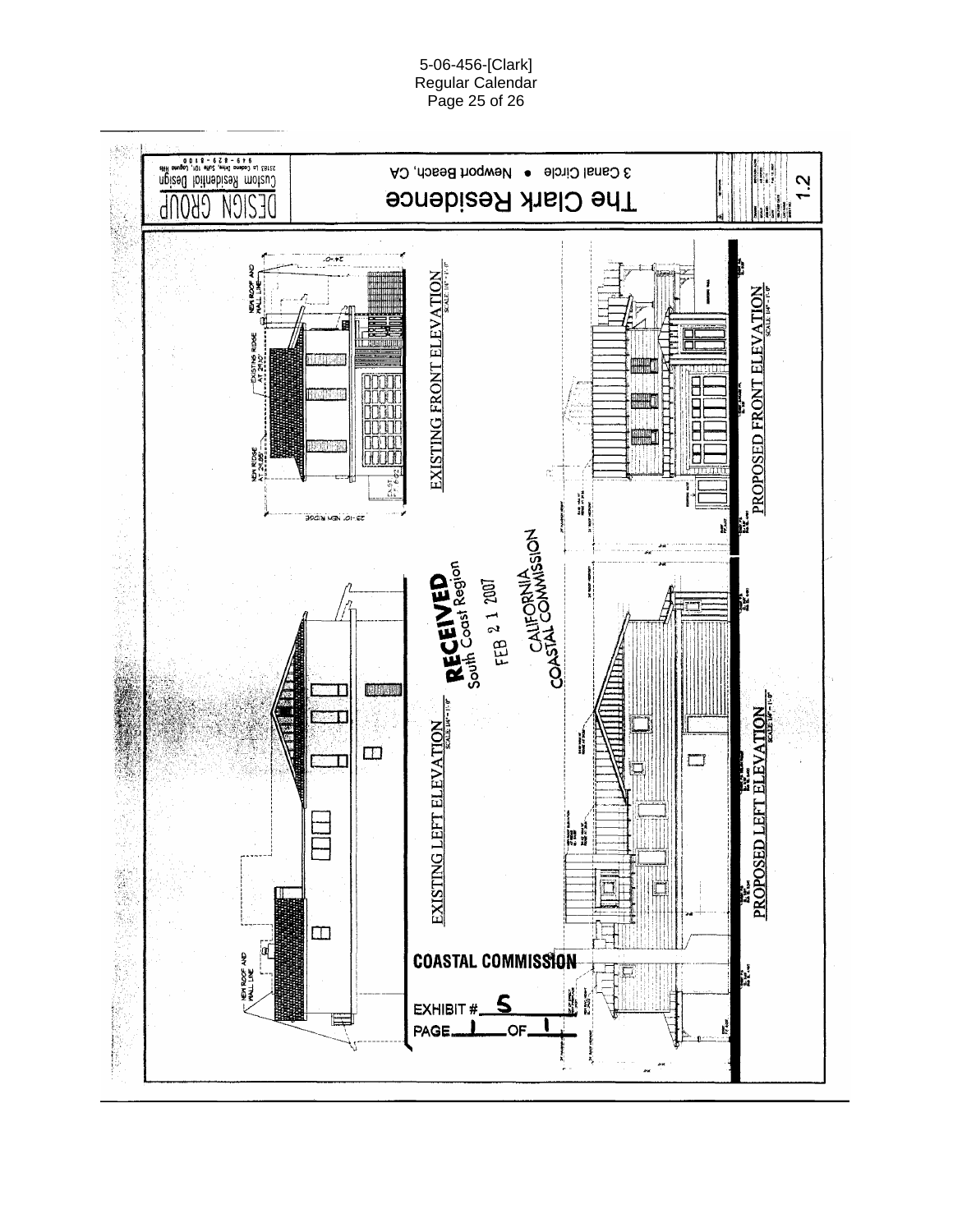5-06-456-[Clark]
Regular Calendar

DESIGN GROUP
Custom Residential Design
23185 La Cadena Drive, Suite 101, Laguna Hills
949-829-8100

The Clark Residence

3 Canal Circle • Newport Beach, CA

1.2

EXISTING FRONT ELEVATION
SCALE: 1/4" = 1'-0"

NEW ROOF AND WALL LINE

EXISTING RIDGE AT 29.10'

NEW RIDGE AT 24.89'

25'-10" NEW RIDGE

24'-0"

PROPOSED FRONT ELEVATION
SCALE: 1/4" = 1'-0"

EXISTING LEFT ELEVATION
SCALE: 1/4" = 1'-0"

PROPOSED LEFT ELEVATION
SCALE: 1/4" = 1'-0"

RECEIVED
South Coast Region

FEB 21 2007

CALIFORNIA
COASTAL COMMISSION

COASTAL COMMISSION

EXHIBIT # 5

PAGE 1 OF 1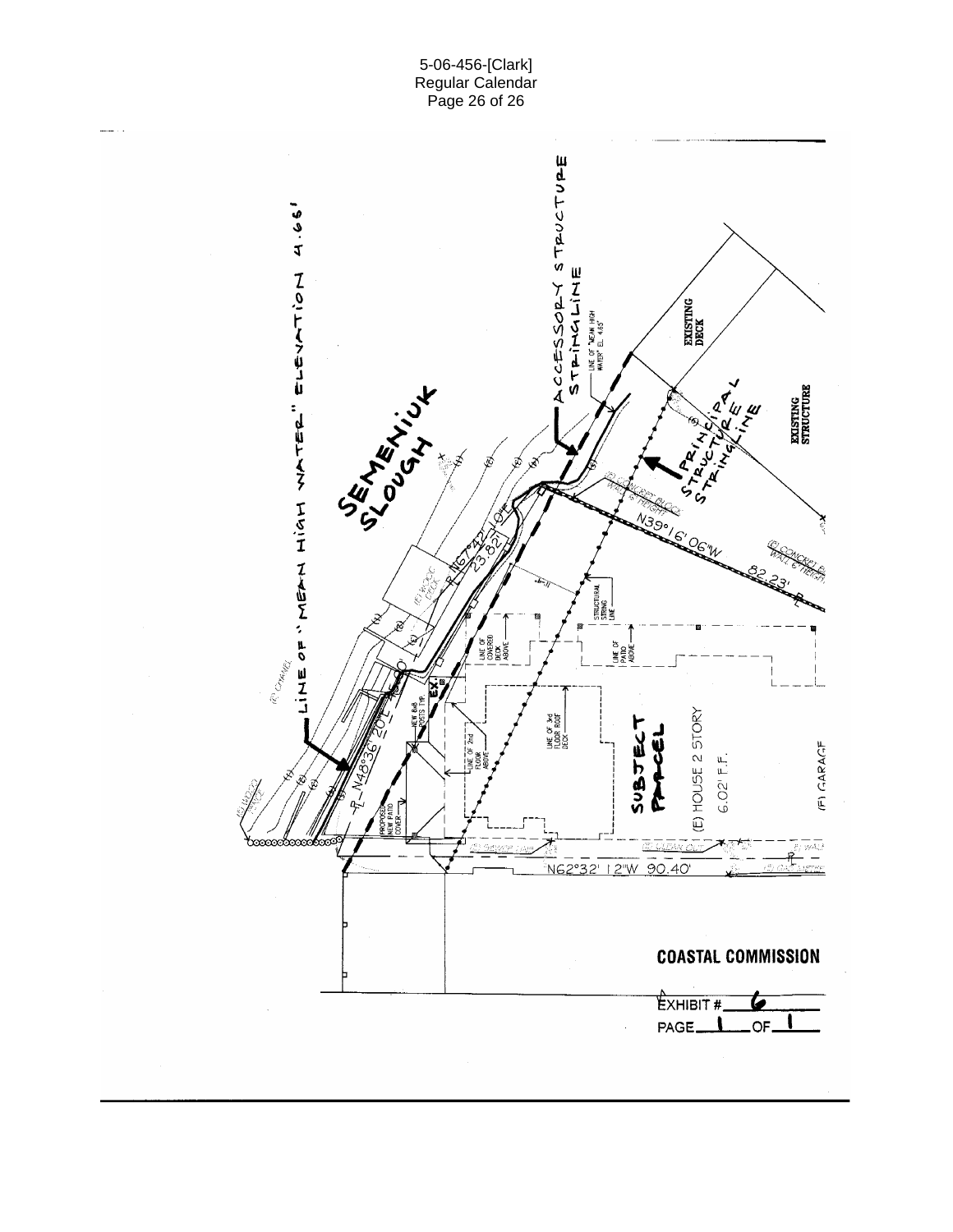LINE OF "MEAN HIGH WATER" ELEVATION 4.65'

SEMENIUK SLOUGH

ACCESSORY STRUCTURE STRINGLINE

LINE OF "MEAN HIGH WATER" EL. 4.65'

EXISTING DECK

EXISTING STRUCTURE

PRINCIPAL STRUCTURE STRINGLINE

(E) CONCRET BLOCK WALL 6' HEIGHT

N39°16'06"W

(E) CONCRET BL WALL 6' HEIGHT

82.23'

N67°42'10"E 23.82'

(E) WOOD DECK

STRUCTURAL STRING LINE

LINE OF COVERED DECK ABOVE

LINE OF PATIO ABOVE

(E) CHANEL

EX.

NEW 8x8 POSTS TYP.

N48°36'20"E

LINE OF 2nd FLOOR ABOVE

LINE OF 3rd FLOOR ROOF DECK

SUBJECT PARCEL

(E) HOUSE 2 STORY

6.02' F.F.

(E) GARAGE

(E) WOOD FENCE

PROPOSED NEW PATIO COVER

(E) SEWER LINE

(E) CLEAN OUT

N62°32'12"W 90.40'

COASTAL COMMISSION

EXHIBIT # 6

PAGE 1 OF 1